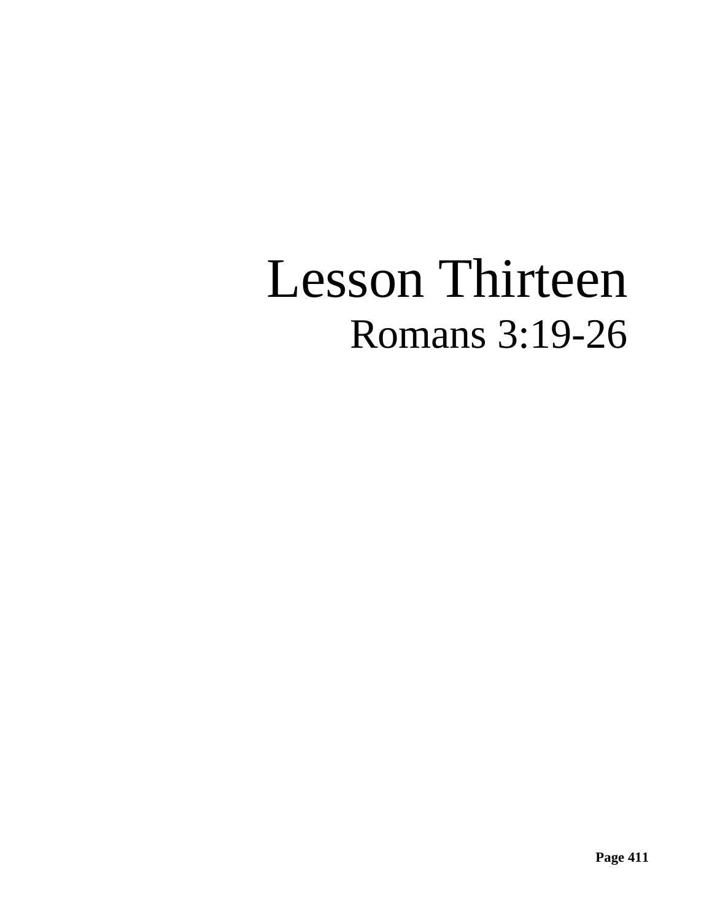# Lesson Thirteen

## Romans 3:19-26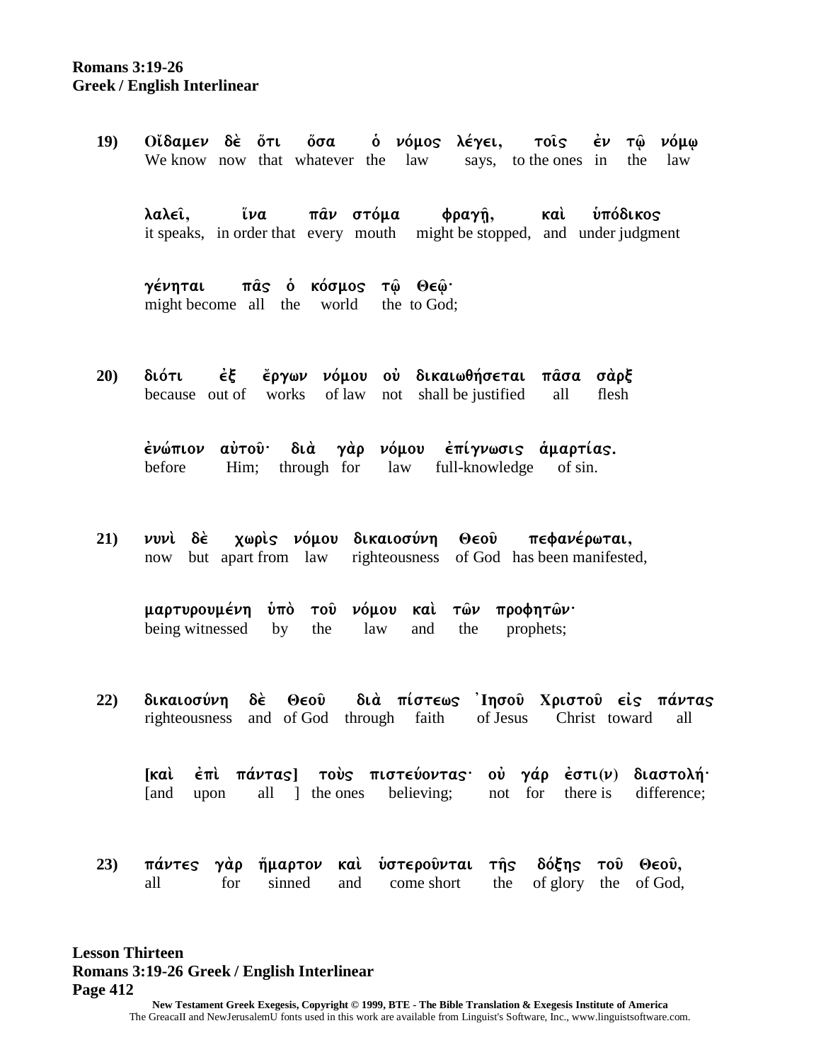**Romans 3:19-26**
**Greek / English Interlinear**

**19)** Οἴδαμεν δὲ ὅτι ὅσα ὁ νόμος λέγει, τοῖς ἐν τῷ νόμῳ
We know now that whatever the law says, to the ones in the law

λαλεῖ, ἵνα πᾶν στόμα φραγῇ, καὶ ὑπόδικος
it speaks, in order that every mouth might be stopped, and under judgment

γένηται πᾶς ὁ κόσμος τῷ Θεῷ·
might become all the world the to God;

**20)** διότι ἐξ ἔργων νόμου οὐ δικαιωθήσεται πᾶσα σὰρξ
because out of works of law not shall be justified all flesh

ἐνώπιον αὐτοῦ· διὰ γὰρ νόμου ἐπίγνωσις ἁμαρτίας.
before Him; through for law full-knowledge of sin.

**21)** νυνὶ δὲ χωρὶς νόμου δικαιοσύνη Θεοῦ πεφανέρωται,
now but apart from law righteousness of God has been manifested,

μαρτυρουμένη ὑπὸ τοῦ νόμου καὶ τῶν προφητῶν·
being witnessed by the law and the prophets;

**22)** δικαιοσύνη δὲ Θεοῦ διὰ πίστεως Ἰησοῦ Χριστοῦ εἰς πάντας
righteousness and of God through faith of Jesus Christ toward all

[καὶ ἐπὶ πάντας] τοὺς πιστεύοντας· οὐ γάρ ἐστι(ν) διαστολή·
[and upon all ] the ones believing; not for there is difference;

**23)** πάντες γὰρ ἥμαρτον καὶ ὑστεροῦνται τῆς δόξης τοῦ Θεοῦ,
all for sinned and come short the of glory the of God,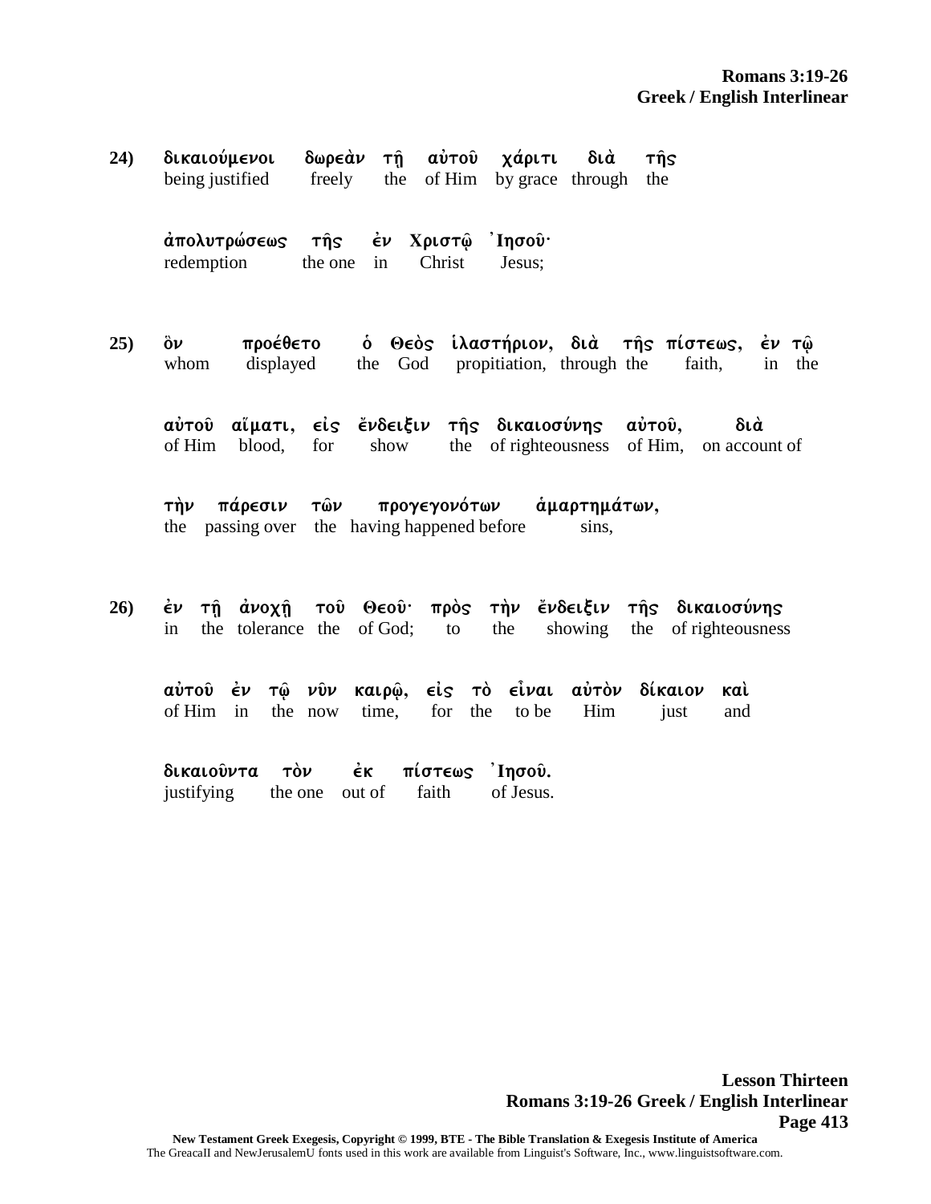**24)** δικαιούμενοι δωρεὰν τῇ αὐτοῦ χάριτι διὰ τῆς
being justified freely the of Him by grace through the

ἀπολυτρώσεως τῆς ἐν Χριστῷ ᾿Ιησοῦ·
redemption the one in Christ Jesus;

**25)** ὃν προέθετο ὁ Θεὸς ἱλαστήριον, διὰ τῆς πίστεως, ἐν τῷ
whom displayed the God propitiation, through the faith, in the

αὐτοῦ αἵματι, εἰς ἔνδειξιν τῆς δικαιοσύνης αὐτοῦ, διὰ
of Him blood, for show the of righteousness of Him, on account of

τὴν πάρεσιν τῶν προγεγονότων ἁμαρτημάτων,
the passing over the having happened before sins,

**26)** ἐν τῇ ἀνοχῇ τοῦ Θεοῦ· πρὸς τὴν ἔνδειξιν τῆς δικαιοσύνης
in the tolerance the of God; to the showing the of righteousness

αὐτοῦ ἐν τῷ νῦν καιρῷ, εἰς τὸ εἶναι αὐτὸν δίκαιον καὶ
of Him in the now time, for the to be Him just and

δικαιοῦντα τὸν ἐκ πίστεως ᾿Ιησοῦ.
justifying the one out of faith of Jesus.

New Testament Greek Exegesis, Copyright © 1999, BTE - The Bible Translation & Exegesis Institute of America
The GreacaII and NewJerusalemU fonts used in this work are available from Linguist's Software, Inc., www.linguistsoftware.com.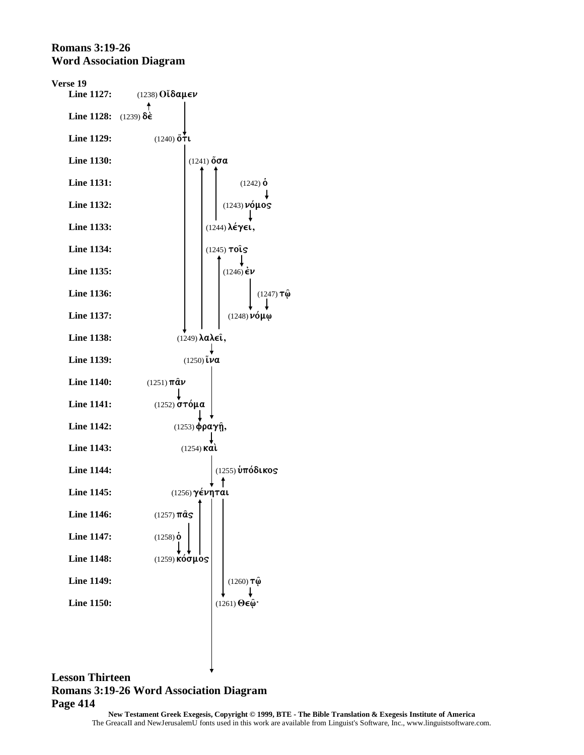# Romans 3:19-26
# Word Association Diagram

**Verse 19**

**Line 1127:** (1238) Οἴδαμεν

**Line 1128:** (1239) δὲ

**Line 1129:** (1240) ὅτι

**Line 1130:** (1241) ὅσα

**Line 1131:** (1242) ὁ

**Line 1132:** (1243) νόμος

**Line 1133:** (1244) λέγει,

**Line 1134:** (1245) τοῖς

**Line 1135:** (1246) ἐν

**Line 1136:** (1247) τῷ

**Line 1137:** (1248) νόμῳ

**Line 1138:** (1249) λαλεῖ,

**Line 1139:** (1250) ἵνα

**Line 1140:** (1251) πᾶν

**Line 1141:** (1252) στόμα

**Line 1142:** (1253) φραγῇ,

**Line 1143:** (1254) καὶ

**Line 1144:** (1255) ὑπόδικος

**Line 1145:** (1256) γένηται

**Line 1146:** (1257) πᾶς

**Line 1147:** (1258) ὁ

**Line 1148:** (1259) κόσμος

**Line 1149:** (1260) τῷ

**Line 1150:** (1261) Θεῷ·

**Lesson Thirteen**
**Romans 3:19-26 Word Association Diagram**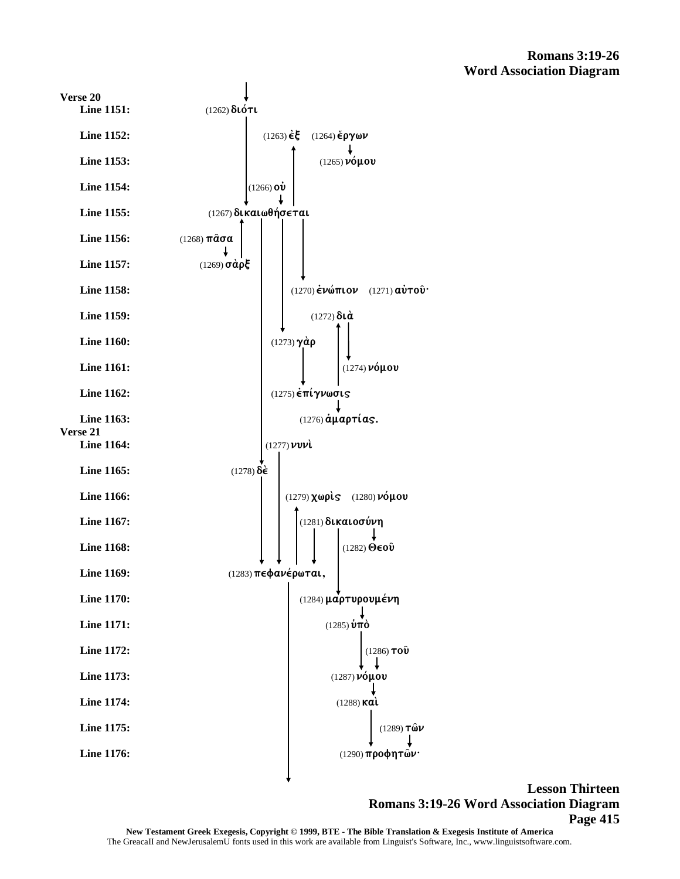**Romans 3:19-26**
**Word Association Diagram**

**Verse 20**

| Line | Text |
|---|---|
| **Line 1151:** | (1262) διότι |
| **Line 1152:** | (1263) ἐξ (1264) ἔργων |
| **Line 1153:** | (1265) νόμου |
| **Line 1154:** | (1266) οὐ |
| **Line 1155:** | (1267) δικαιωθήσεται |
| **Line 1156:** | (1268) πᾶσα |
| **Line 1157:** | (1269) σὰρξ |
| **Line 1158:** | (1270) ἐνώπιον (1271) αὐτοῦ· |
| **Line 1159:** | (1272) διὰ |
| **Line 1160:** | (1273) γὰρ |
| **Line 1161:** | (1274) νόμου |
| **Line 1162:** | (1275) ἐπίγνωσις |
| **Line 1163:** | (1276) ἁμαρτίας. |

**Verse 21**

| Line | Text |
|---|---|
| **Line 1164:** | (1277) νυνὶ |
| **Line 1165:** | (1278) δὲ |
| **Line 1166:** | (1279) χωρὶς (1280) νόμου |
| **Line 1167:** | (1281) δικαιοσύνη |
| **Line 1168:** | (1282) Θεοῦ |
| **Line 1169:** | (1283) πεφανέρωται, |
| **Line 1170:** | (1284) μαρτυρουμένη |
| **Line 1171:** | (1285) ὑπὸ |
| **Line 1172:** | (1286) τοῦ |
| **Line 1173:** | (1287) νόμου |
| **Line 1174:** | (1288) καὶ |
| **Line 1175:** | (1289) τῶν |
| **Line 1176:** | (1290) προφητῶν· |

**Lesson Thirteen**
**Romans 3:19-26 Word Association Diagram**

**New Testament Greek Exegesis, Copyright © 1999, BTE - The Bible Translation & Exegesis Institute of America**
The GreacaII and NewJerusalemU fonts used in this work are available from Linguist's Software, Inc., www.linguistsoftware.com.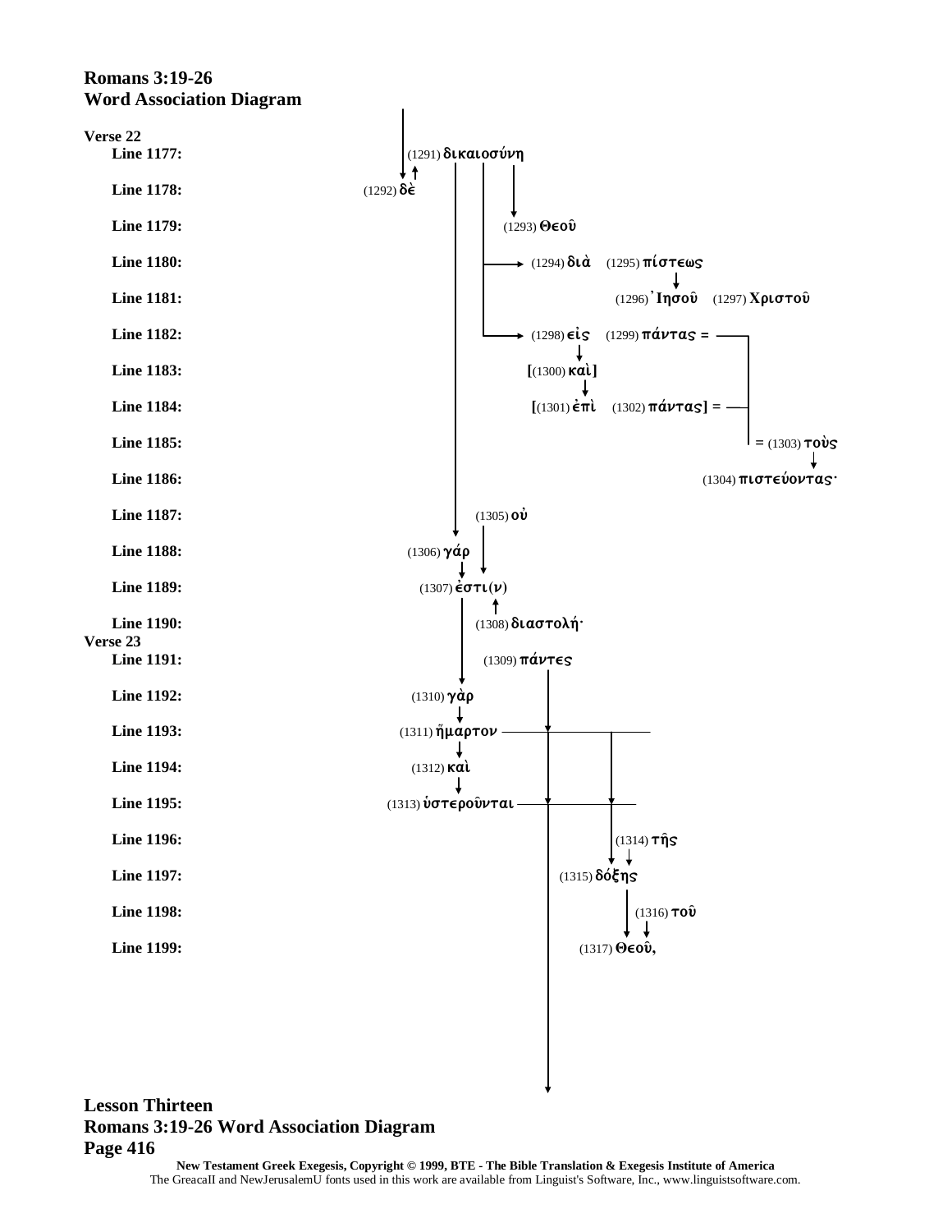# Romans 3:19-26
## Word Association Diagram

**Verse 22**

| Line | Text |
|---|---|
| **Line 1177:** | (1291) δικαιοσύνη |
| **Line 1178:** | (1292) δὲ |
| **Line 1179:** | (1293) Θεοῦ |
| **Line 1180:** | (1294) διὰ (1295) πίστεως |
| **Line 1181:** | (1296) Ἰησοῦ (1297) Χριστοῦ |
| **Line 1182:** | (1298) εἰς (1299) πάντας = |
| **Line 1183:** | [(1300) καὶ] |
| **Line 1184:** | [(1301) ἐπὶ (1302) πάντας] = |
| **Line 1185:** | = (1303) τοὺς |
| **Line 1186:** | (1304) πιστεύοντας· |
| **Line 1187:** | (1305) οὐ |
| **Line 1188:** | (1306) γάρ |
| **Line 1189:** | (1307) ἐστι(ν) |
| **Line 1190:** | (1308) διαστολή· |

**Verse 23**

| Line | Text |
|---|---|
| **Line 1191:** | (1309) πάντες |
| **Line 1192:** | (1310) γὰρ |
| **Line 1193:** | (1311) ἥμαρτον |
| **Line 1194:** | (1312) καὶ |
| **Line 1195:** | (1313) ὑστεροῦνται |
| **Line 1196:** | (1314) τῆς |
| **Line 1197:** | (1315) δόξης |
| **Line 1198:** | (1316) τοῦ |
| **Line 1199:** | (1317) Θεοῦ, |

**Lesson Thirteen**
**Romans 3:19-26 Word Association Diagram**
**Page 416**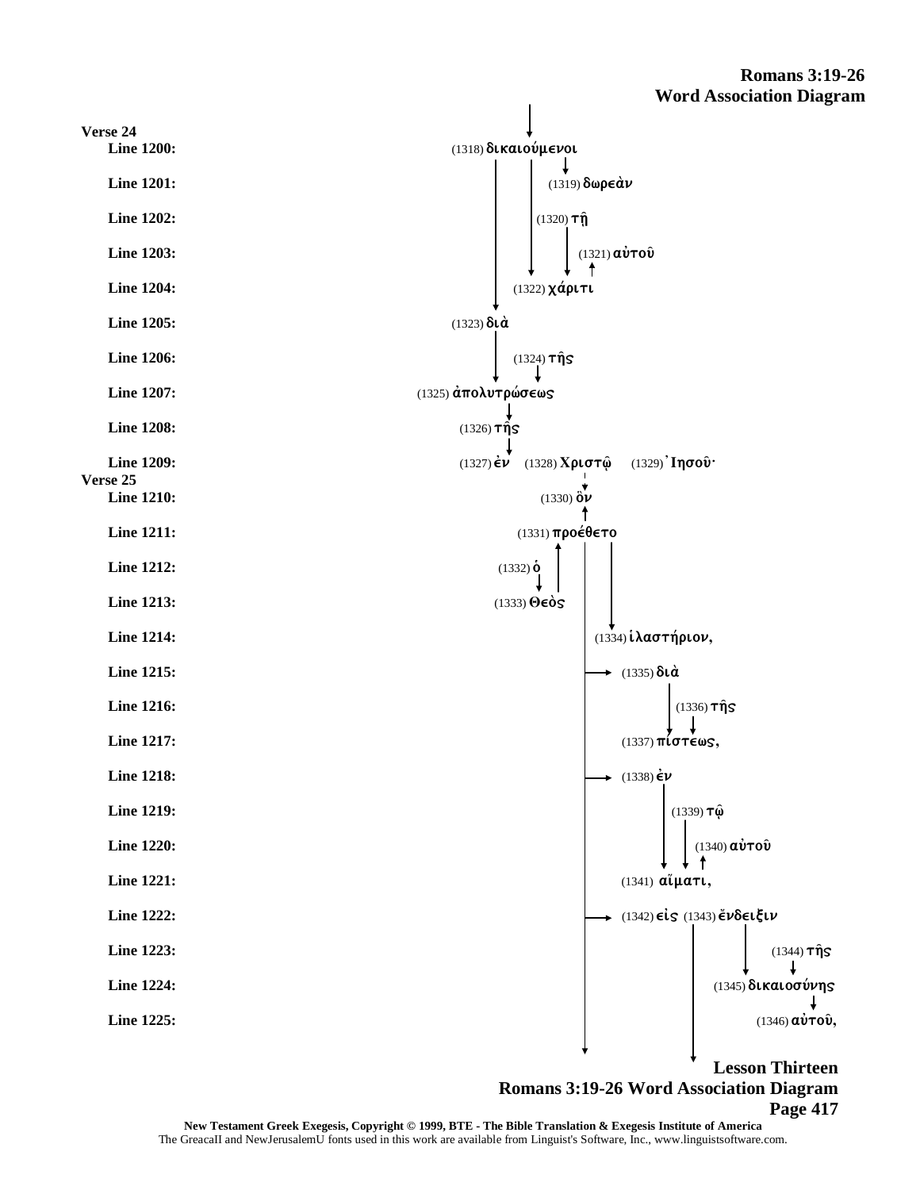# Romans 3:19-26
## Word Association Diagram

**Verse 24**

| Line | Text |
|---|---|
| **Line 1200:** | (1318) δικαιούμενοι |
| **Line 1201:** | (1319) δωρεὰν |
| **Line 1202:** | (1320) τῇ |
| **Line 1203:** | (1321) αὐτοῦ |
| **Line 1204:** | (1322) χάριτι |
| **Line 1205:** | (1323) διὰ |
| **Line 1206:** | (1324) τῆς |
| **Line 1207:** | (1325) ἀπολυτρώσεως |
| **Line 1208:** | (1326) τῆς |
| **Line 1209:** | (1327) ἐν (1328) Χριστῷ (1329) Ἰησοῦ· |

**Verse 25**

| Line | Text |
|---|---|
| **Line 1210:** | (1330) ὃν |
| **Line 1211:** | (1331) προέθετο |
| **Line 1212:** | (1332) ὁ |
| **Line 1213:** | (1333) Θεὸς |
| **Line 1214:** | (1334) ἱλαστήριον, |
| **Line 1215:** | (1335) διὰ |
| **Line 1216:** | (1336) τῆς |
| **Line 1217:** | (1337) πίστεως, |
| **Line 1218:** | (1338) ἐν |
| **Line 1219:** | (1339) τῷ |
| **Line 1220:** | (1340) αὐτοῦ |
| **Line 1221:** | (1341) αἵματι, |
| **Line 1222:** | (1342) εἰς (1343) ἔνδειξιν |
| **Line 1223:** | (1344) τῆς |
| **Line 1224:** | (1345) δικαιοσύνης |
| **Line 1225:** | (1346) αὐτοῦ, |

**Lesson Thirteen**
**Romans 3:19-26 Word Association Diagram**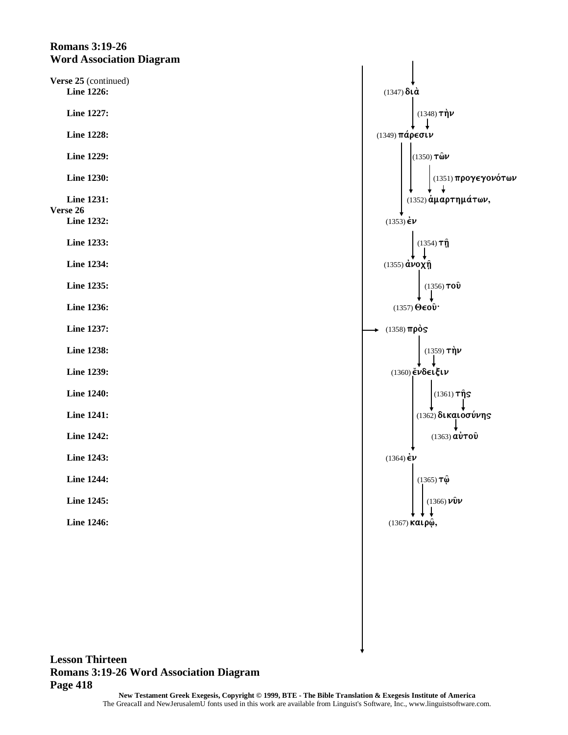## Romans 3:19-26
## Word Association Diagram

**Verse 25** (continued)

| Line | Word |
|---|---|
| **Line 1226:** | (1347) διὰ |
| **Line 1227:** | (1348) τὴν |
| **Line 1228:** | (1349) πάρεσιν |
| **Line 1229:** | (1350) τῶν |
| **Line 1230:** | (1351) προγεγονότων |
| **Line 1231:** | (1352) ἁμαρτημάτων, |

**Verse 26**

| Line | Word |
|---|---|
| **Line 1232:** | (1353) ἐν |
| **Line 1233:** | (1354) τῇ |
| **Line 1234:** | (1355) ἀνοχῇ |
| **Line 1235:** | (1356) τοῦ |
| **Line 1236:** | (1357) Θεοῦ· |
| **Line 1237:** | (1358) πρὸς |
| **Line 1238:** | (1359) τὴν |
| **Line 1239:** | (1360) ἔνδειξιν |
| **Line 1240:** | (1361) τῆς |
| **Line 1241:** | (1362) δικαιοσύνης |
| **Line 1242:** | (1363) αὐτοῦ |
| **Line 1243:** | (1364) ἐν |
| **Line 1244:** | (1365) τῷ |
| **Line 1245:** | (1366) νῦν |
| **Line 1246:** | (1367) καιρῷ, |

**Lesson Thirteen**
**Romans 3:19-26 Word Association Diagram**
**Page 418**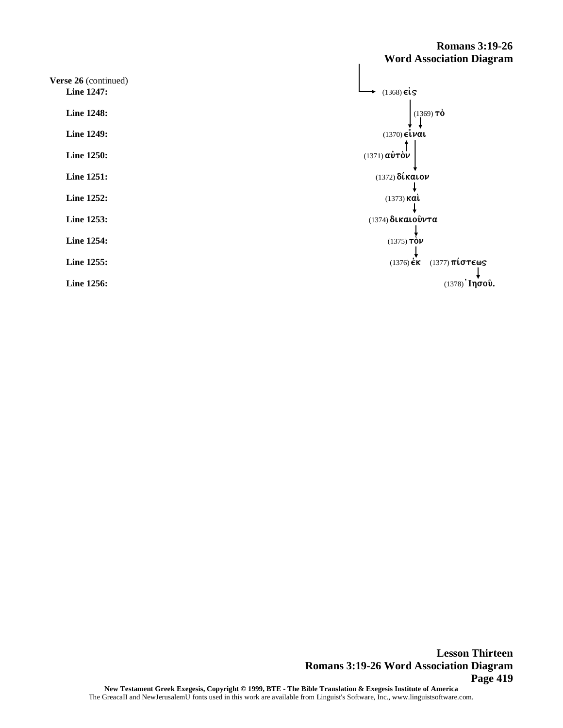**Verse 26** (continued)

| Line | Text |
|---|---|
| **Line 1247:** | (1368) εἰς |
| **Line 1248:** | (1369) τὸ |
| **Line 1249:** | (1370) εἶναι |
| **Line 1250:** | (1371) αὐτὸν |
| **Line 1251:** | (1372) δίκαιον |
| **Line 1252:** | (1373) καὶ |
| **Line 1253:** | (1374) δικαιοῦντα |
| **Line 1254:** | (1375) τὸν |
| **Line 1255:** | (1376) ἐκ (1377) πίστεως |
| **Line 1256:** | (1378) Ἰησοῦ. |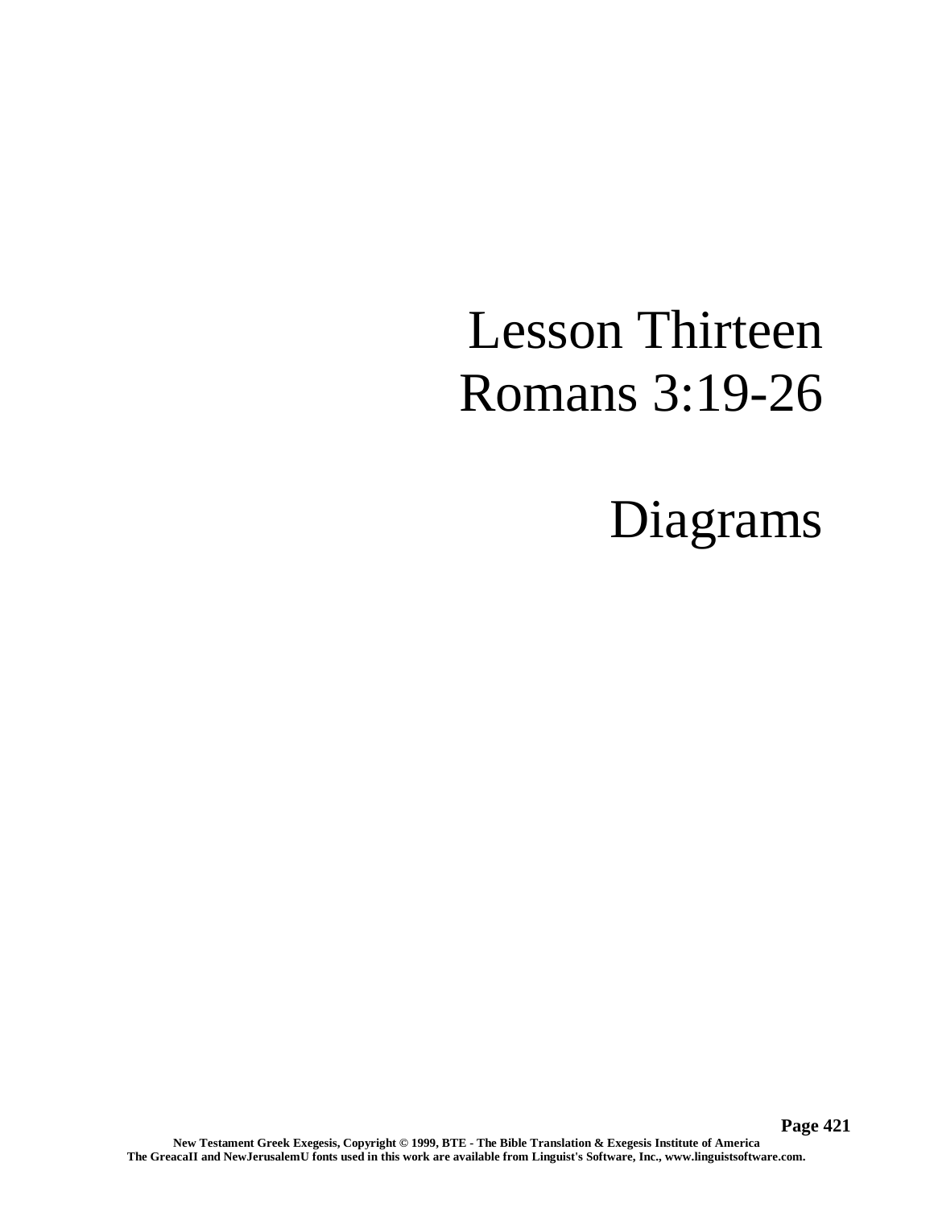# Lesson Thirteen
# Romans 3:19-26

# Diagrams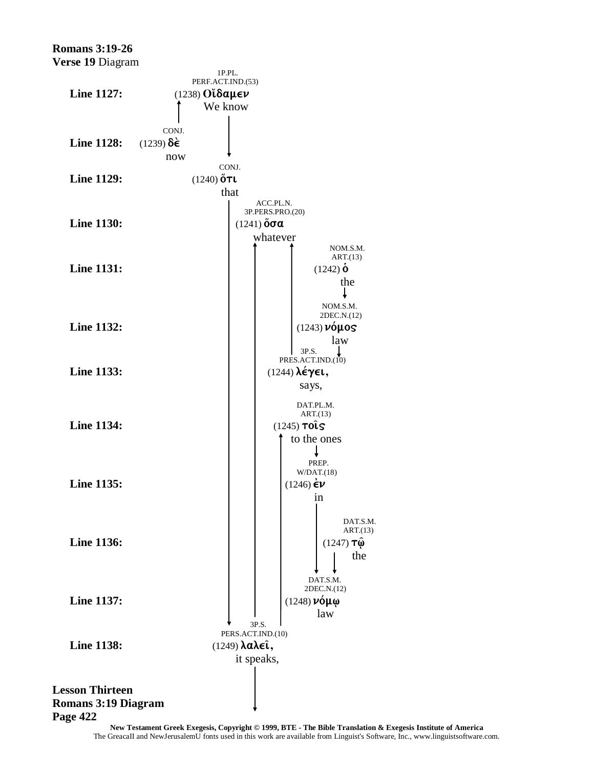**Romans 3:19-26**
**Verse 19** Diagram

| Line | Parsing | Number | Greek | English |
|---|---|---|---|---|
| **Line 1127:** | 1P.PL. PERF.ACT.IND.(53) | (1238) | **Οἴδαμεν** | We know |
| **Line 1128:** | CONJ. | (1239) | **δὲ** | now |
| **Line 1129:** | CONJ. | (1240) | **ὅτι** | that |
| **Line 1130:** | ACC.PL.N. 3P.PERS.PRO.(20) | (1241) | **ὅσα** | whatever |
| **Line 1131:** | NOM.S.M. ART.(13) | (1242) | **ὁ** | the |
| **Line 1132:** | NOM.S.M. 2DEC.N.(12) | (1243) | **νόμος** | law |
| **Line 1133:** | 3P.S. PRES.ACT.IND.(10) | (1244) | **λέγει,** | says, |
| **Line 1134:** | DAT.PL.M. ART.(13) | (1245) | **τοῖς** | to the ones |
| **Line 1135:** | PREP. W/DAT.(18) | (1246) | **ἐν** | in |
| **Line 1136:** | DAT.S.M. ART.(13) | (1247) | **τῷ** | the |
| **Line 1137:** | DAT.S.M. 2DEC.N.(12) | (1248) | **νόμῳ** | law |
| **Line 1138:** | 3P.S. PERS.ACT.IND.(10) | (1249) | **λαλεῖ,** | it speaks, |

**Lesson Thirteen**
**Romans 3:19 Diagram**

**New Testament Greek Exegesis, Copyright © 1999, BTE - The Bible Translation & Exegesis Institute of America**
The GreacaII and NewJerusalemU fonts used in this work are available from Linguist's Software, Inc., www.linguistsoftware.com.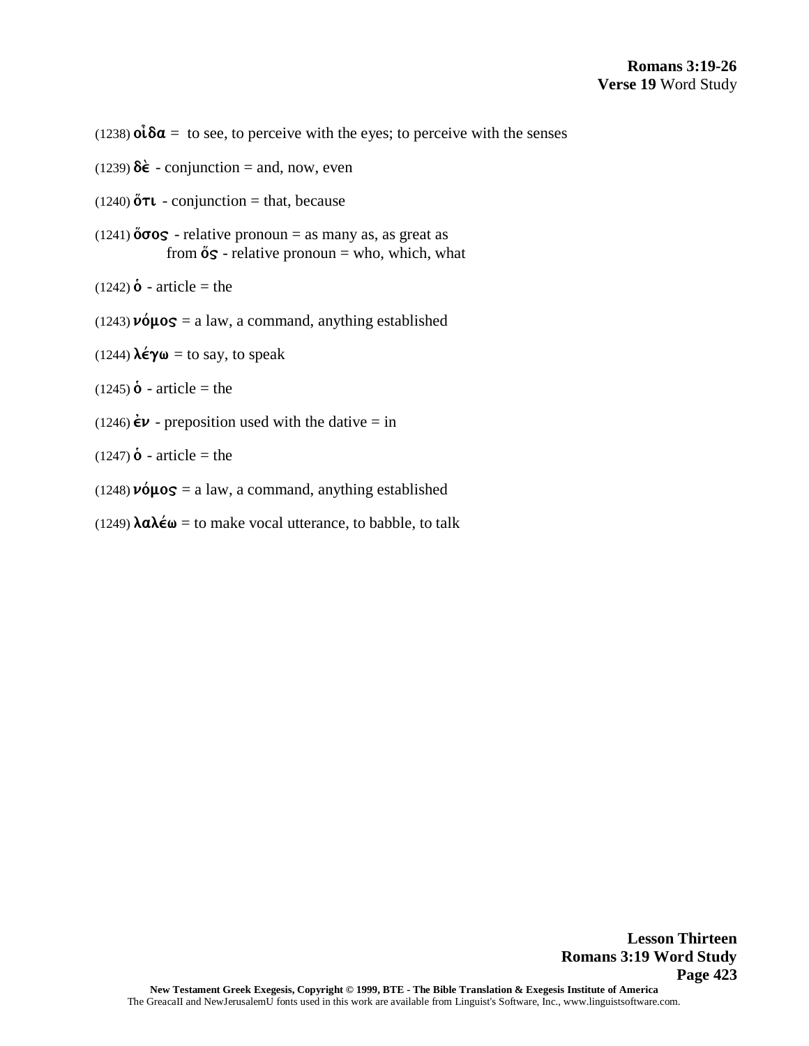(1238) **οἶδα** = to see, to perceive with the eyes; to perceive with the senses

(1239) **δὲ** - conjunction = and, now, even

(1240) **ὅτι** - conjunction = that, because

(1241) **ὅσος** - relative pronoun = as many as, as great as
from **ὅς** - relative pronoun = who, which, what

(1242) **ὁ** - article = the

(1243) **νόμος** = a law, a command, anything established

(1244) **λέγω** = to say, to speak

(1245) **ὁ** - article = the

(1246) **ἐν** - preposition used with the dative = in

(1247) **ὁ** - article = the

(1248) **νόμος** = a law, a command, anything established

(1249) **λαλέω** = to make vocal utterance, to babble, to talk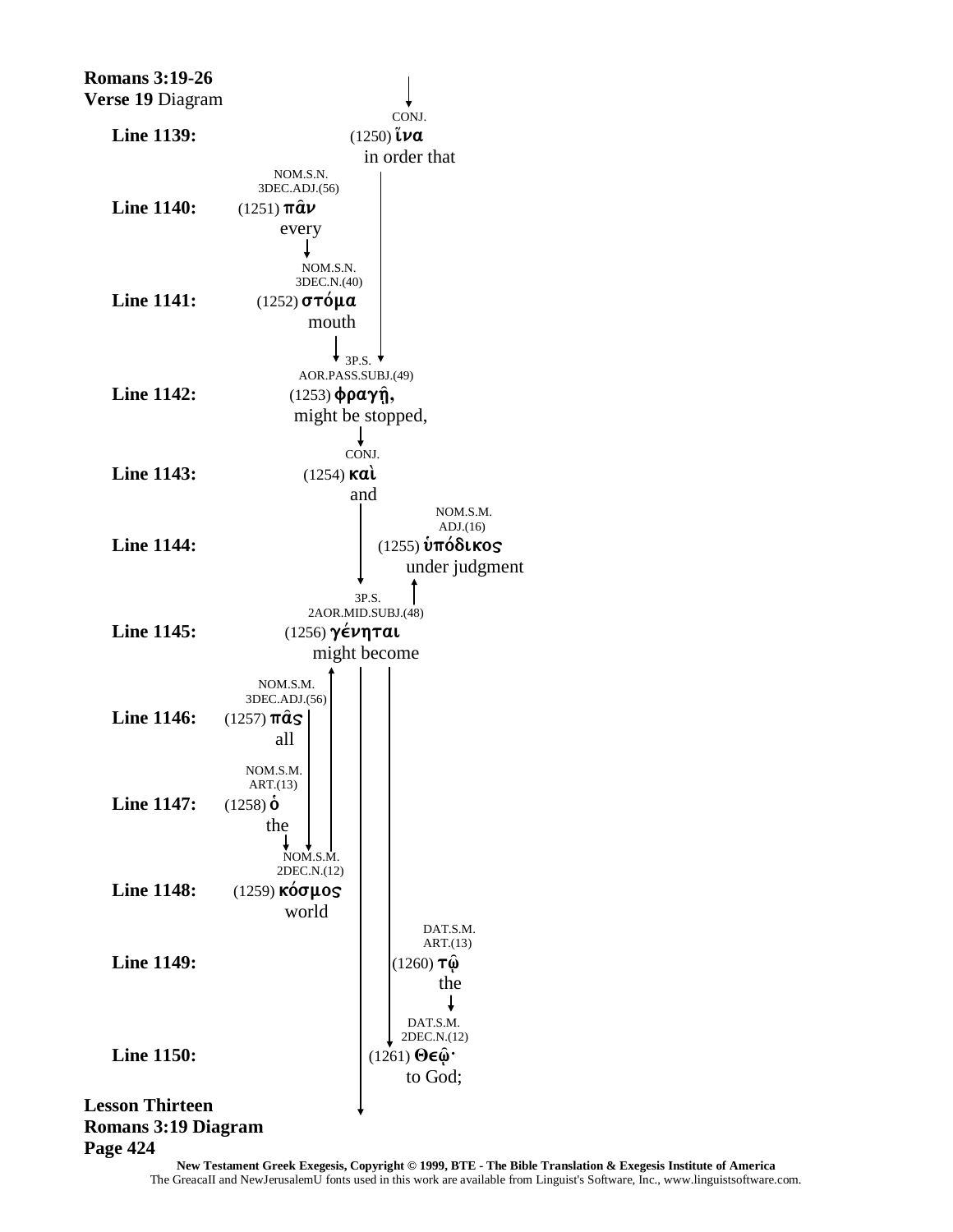**Romans 3:19-26**
**Verse 19** Diagram

**Line 1139:** CONJ. (1250) ἵνα — in order that

**Line 1140:** NOM.S.N. 3DEC.ADJ.(56) (1251) πᾶν — every

**Line 1141:** NOM.S.N. 3DEC.N.(40) (1252) στόμα — mouth

**Line 1142:** 3P.S. AOR.PASS.SUBJ.(49) (1253) φραγῇ, — might be stopped,

**Line 1143:** CONJ. (1254) καὶ — and

**Line 1144:** NOM.S.M. ADJ.(16) (1255) ὑπόδικος — under judgment

**Line 1145:** 3P.S. 2AOR.MID.SUBJ.(48) (1256) γένηται — might become

**Line 1146:** NOM.S.M. 3DEC.ADJ.(56) (1257) πᾶς — all

**Line 1147:** NOM.S.M. ART.(13) (1258) ὁ — the

**Line 1148:** NOM.S.M. 2DEC.N.(12) (1259) κόσμος — world

**Line 1149:** DAT.S.M. ART.(13) (1260) τῷ — the

**Line 1150:** DAT.S.M. 2DEC.N.(12) (1261) Θεῷ· — to God;

**Lesson Thirteen**
**Romans 3:19 Diagram**

**New Testament Greek Exegesis, Copyright © 1999, BTE - The Bible Translation & Exegesis Institute of America**
The GreacaII and NewJerusalemU fonts used in this work are available from Linguist's Software, Inc., www.linguistsoftware.com.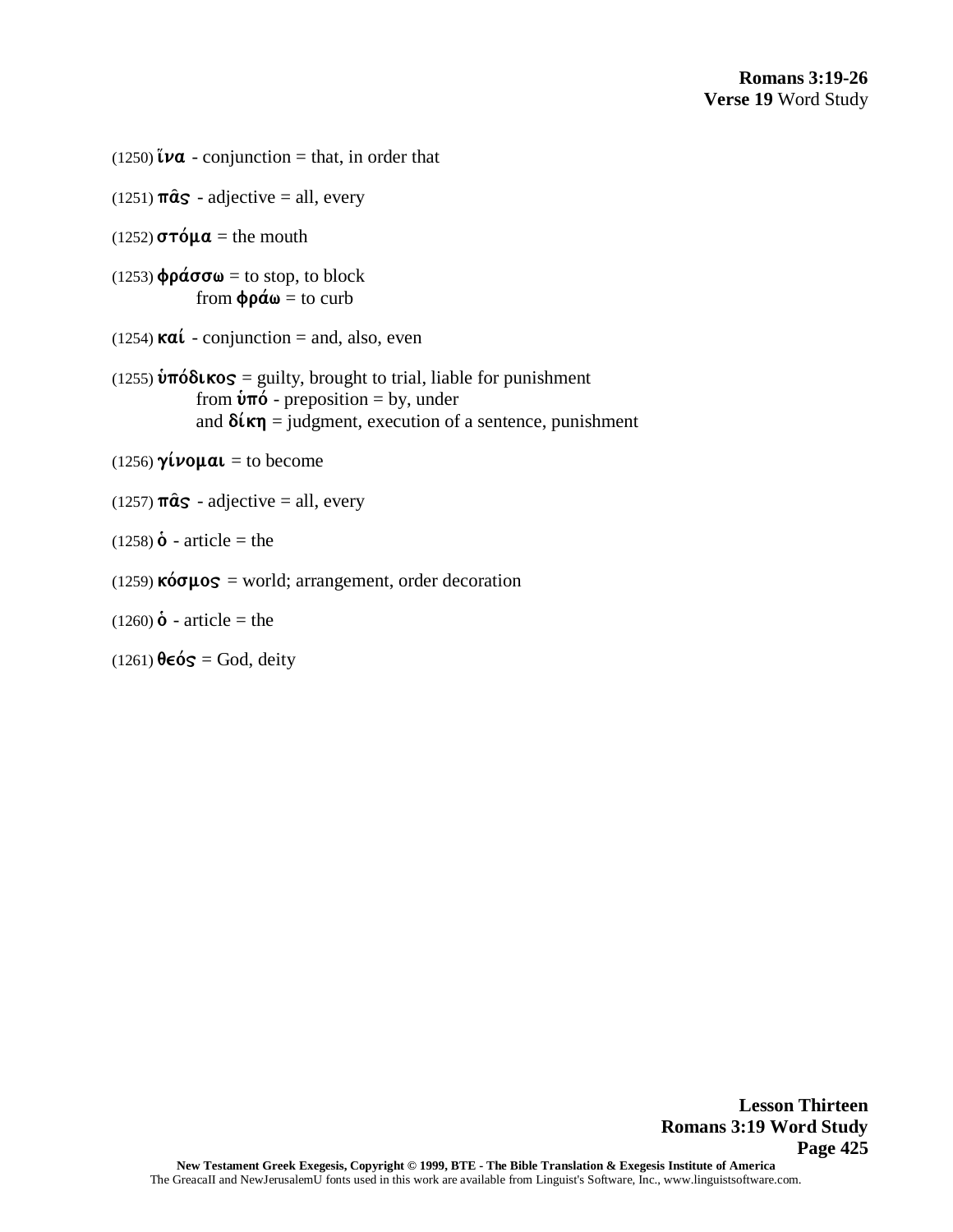**Romans 3:19-26**
**Verse 19** Word Study

(1250) ἵνα - conjunction = that, in order that

(1251) πᾶς - adjective = all, every

(1252) στόμα = the mouth

(1253) φράσσω = to stop, to block
  from φράω = to curb

(1254) καί - conjunction = and, also, even

(1255) ὑπόδικος = guilty, brought to trial, liable for punishment
  from ὑπό - preposition = by, under
  and δίκη = judgment, execution of a sentence, punishment

(1256) γίνομαι = to become

(1257) πᾶς - adjective = all, every

(1258) ὁ - article = the

(1259) κόσμος = world; arrangement, order decoration

(1260) ὁ - article = the

(1261) θεός = God, deity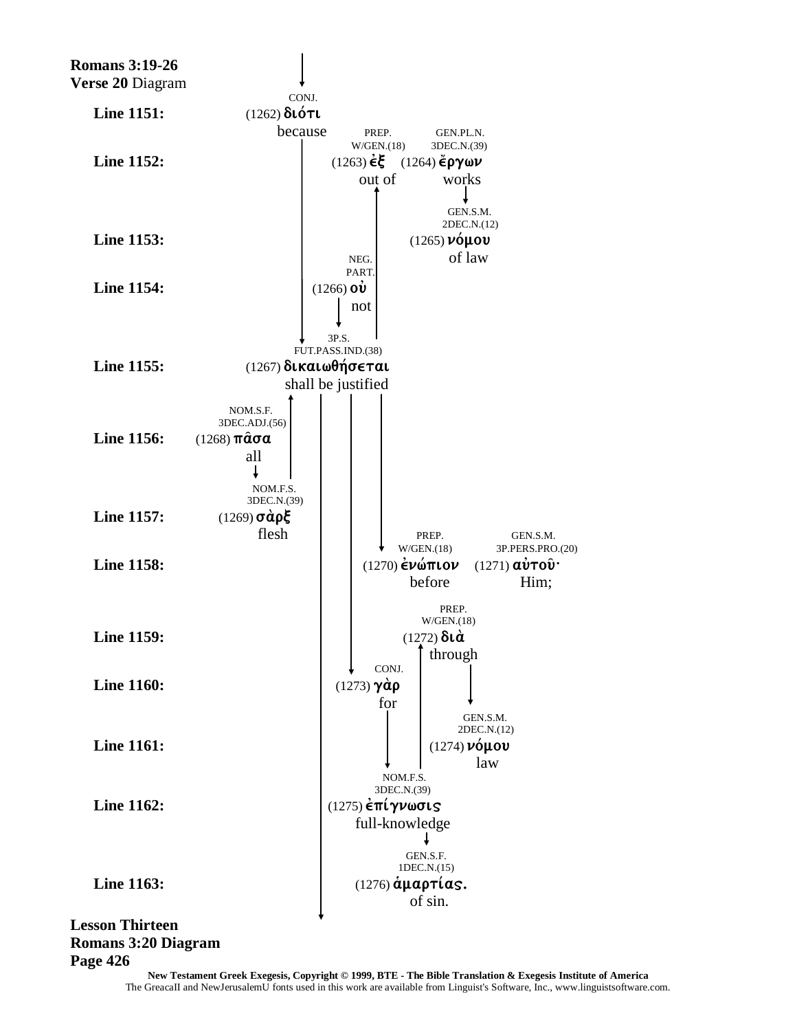**Romans 3:19-26**
**Verse 20** Diagram

| Line | Grammatical Info | Number | Greek | English |
|---|---|---|---|---|
| **Line 1151:** | CONJ. | (1262) | **διότι** | because |
| **Line 1152:** | PREP. W/GEN.(18) | (1263) | **ἐξ** | out of |
| | GEN.PL.N. 3DEC.N.(39) | (1264) | **ἔργων** | works |
| **Line 1153:** | GEN.S.M. 2DEC.N.(12) | (1265) | **νόμου** | of law |
| **Line 1154:** | NEG. PART. | (1266) | **οὐ** | not |
| **Line 1155:** | 3P.S. FUT.PASS.IND.(38) | (1267) | **δικαιωθήσεται** | shall be justified |
| **Line 1156:** | NOM.S.F. 3DEC.ADJ.(56) | (1268) | **πᾶσα** | all |
| **Line 1157:** | NOM.F.S. 3DEC.N.(39) | (1269) | **σὰρξ** | flesh |
| **Line 1158:** | PREP. W/GEN.(18) | (1270) | **ἐνώπιον** | before |
| | GEN.S.M. 3P.PERS.PRO.(20) | (1271) | **αὐτοῦ·** | Him; |
| **Line 1159:** | PREP. W/GEN.(18) | (1272) | **διὰ** | through |
| **Line 1160:** | CONJ. | (1273) | **γὰρ** | for |
| **Line 1161:** | GEN.S.M. 2DEC.N.(12) | (1274) | **νόμου** | law |
| **Line 1162:** | NOM.F.S. 3DEC.N.(39) | (1275) | **ἐπίγνωσις** | full-knowledge |
| **Line 1163:** | GEN.S.F. 1DEC.N.(15) | (1276) | **ἁμαρτίας.** | of sin. |

**Lesson Thirteen**
**Romans 3:20 Diagram**

**New Testament Greek Exegesis, Copyright © 1999, BTE - The Bible Translation & Exegesis Institute of America**
The GreacaII and NewJerusalemU fonts used in this work are available from Linguist's Software, Inc., www.linguistsoftware.com.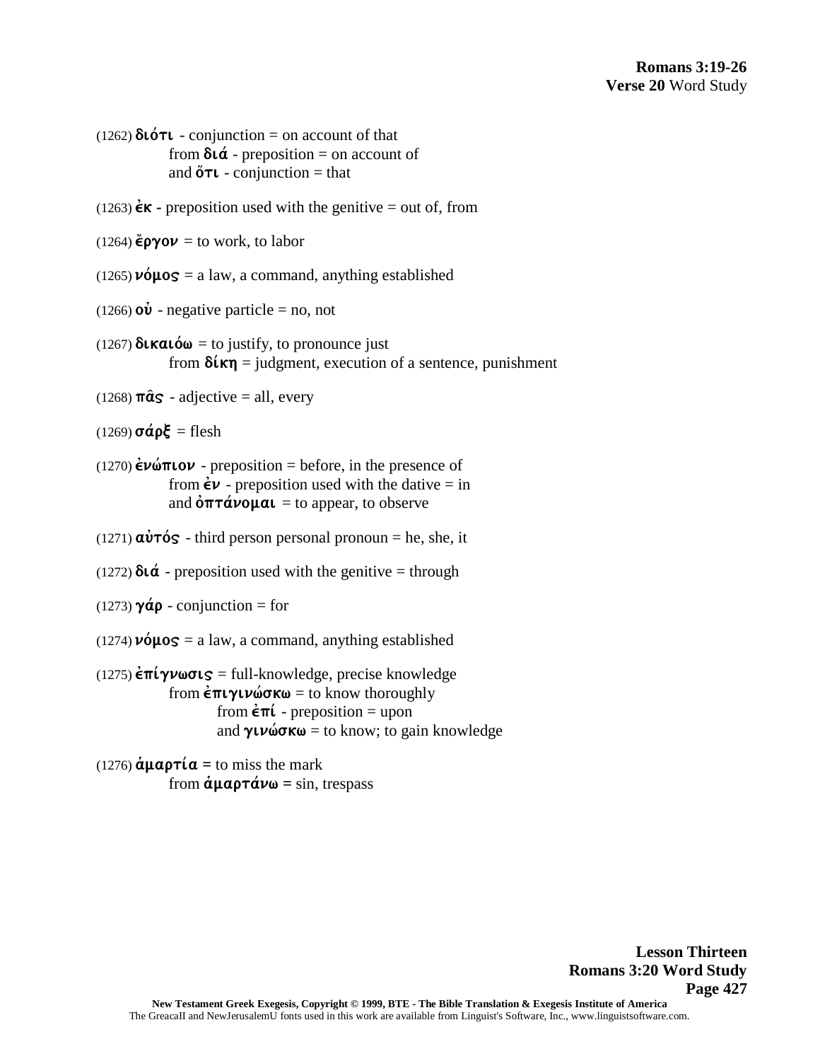**Romans 3:19-26**
**Verse 20** Word Study

(1262) **διότι** - conjunction = on account of that
    from **διά** - preposition = on account of
    and **ὅτι** - conjunction = that

(1263) **ἐκ** - preposition used with the genitive = out of, from

(1264) **ἔργον** = to work, to labor

(1265) **νόμος** = a law, a command, anything established

(1266) **οὐ** - negative particle = no, not

(1267) **δικαιόω** = to justify, to pronounce just
    from **δίκη** = judgment, execution of a sentence, punishment

(1268) **πᾶς** - adjective = all, every

(1269) **σάρξ** = flesh

(1270) **ἐνώπιον** - preposition = before, in the presence of
    from **ἐν** - preposition used with the dative = in
    and **ὀπτάνομαι** = to appear, to observe

(1271) **αὐτός** - third person personal pronoun = he, she, it

(1272) **διά** - preposition used with the genitive = through

(1273) **γάρ** - conjunction = for

(1274) **νόμος** = a law, a command, anything established

(1275) **ἐπίγνωσις** = full-knowledge, precise knowledge
    from **ἐπιγινώσκω** = to know thoroughly
        from **ἐπί** - preposition = upon
        and **γινώσκω** = to know; to gain knowledge

(1276) **ἁμαρτία** = to miss the mark
    from **ἁμαρτάνω** = sin, trespass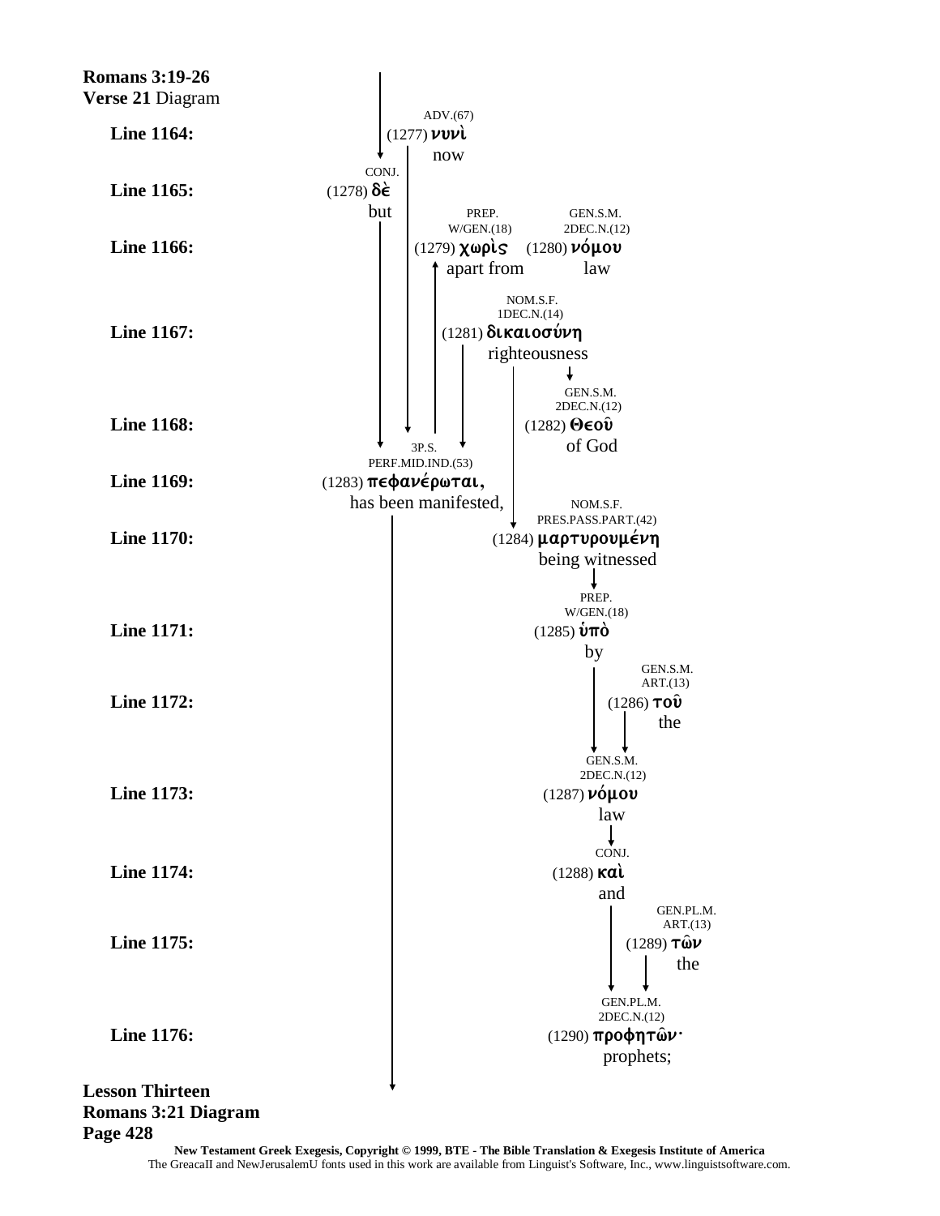**Romans 3:19-26**
**Verse 21** Diagram

| Line | Grammatical Tag | Number | Greek | English |
|---|---|---|---|---|
| **Line 1164:** | ADV.(67) | (1277) | νυνὶ | now |
| **Line 1165:** | CONJ. | (1278) | δὲ | but |
| **Line 1166:** | PREP. W/GEN.(18) | (1279) | χωρὶς | apart from |
| | GEN.S.M. 2DEC.N.(12) | (1280) | νόμου | law |
| **Line 1167:** | NOM.S.F. 1DEC.N.(14) | (1281) | δικαιοσύνη | righteousness |
| **Line 1168:** | GEN.S.M. 2DEC.N.(12) | (1282) | Θεοῦ | of God |
| **Line 1169:** | 3P.S. PERF.MID.IND.(53) | (1283) | πεφανέρωται, | has been manifested, |
| **Line 1170:** | NOM.S.F. PRES.PASS.PART.(42) | (1284) | μαρτυρουμένη | being witnessed |
| **Line 1171:** | PREP. W/GEN.(18) | (1285) | ὑπὸ | by |
| **Line 1172:** | GEN.S.M. ART.(13) | (1286) | τοῦ | the |
| **Line 1173:** | GEN.S.M. 2DEC.N.(12) | (1287) | νόμου | law |
| **Line 1174:** | CONJ. | (1288) | καὶ | and |
| **Line 1175:** | GEN.PL.M. ART.(13) | (1289) | τῶν | the |
| **Line 1176:** | GEN.PL.M. 2DEC.N.(12) | (1290) | προφητῶν· | prophets; |

**Lesson Thirteen**
**Romans 3:21 Diagram**
**Page 428**

**New Testament Greek Exegesis, Copyright © 1999, BTE - The Bible Translation & Exegesis Institute of America**
The GreacaII and NewJerusalemU fonts used in this work are available from Linguist's Software, Inc., www.linguistsoftware.com.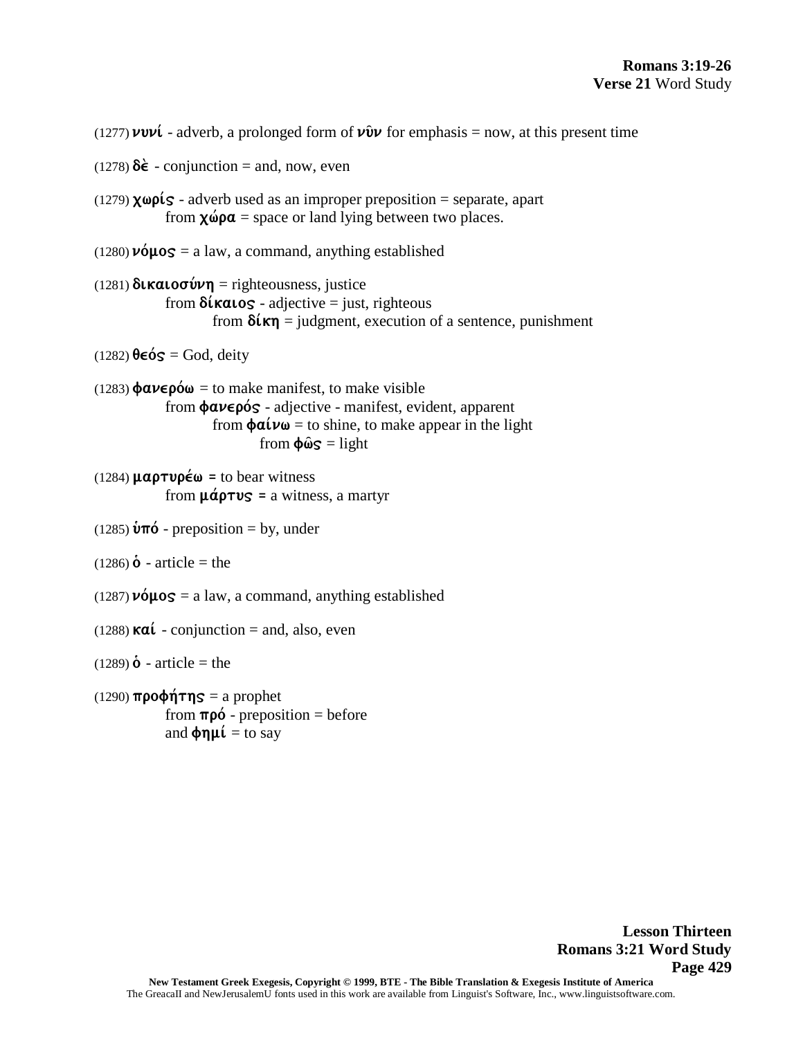**Romans 3:19-26**
**Verse 21** Word Study

(1277) **νυνί** - adverb, a prolonged form of **νῦν** for emphasis = now, at this present time

(1278) **δὲ** - conjunction = and, now, even

(1279) **χωρίς** - adverb used as an improper preposition = separate, apart
    from **χώρα** = space or land lying between two places.

(1280) **νόμος** = a law, a command, anything established

(1281) **δικαιοσύνη** = righteousness, justice
    from **δίκαιος** - adjective = just, righteous
        from **δίκη** = judgment, execution of a sentence, punishment

(1282) **θεός** = God, deity

(1283) **φανερόω** = to make manifest, to make visible
    from **φανερός** - adjective - manifest, evident, apparent
        from **φαίνω** = to shine, to make appear in the light
            from **φῶς** = light

(1284) **μαρτυρέω =** to bear witness
    from **μάρτυς =** a witness, a martyr

(1285) **ὑπό** - preposition = by, under

(1286) **ὁ** - article = the

(1287) **νόμος** = a law, a command, anything established

(1288) **καί** - conjunction = and, also, even

(1289) **ὁ** - article = the

(1290) **προφήτης** = a prophet
    from **πρό** - preposition = before
    and **φημί** = to say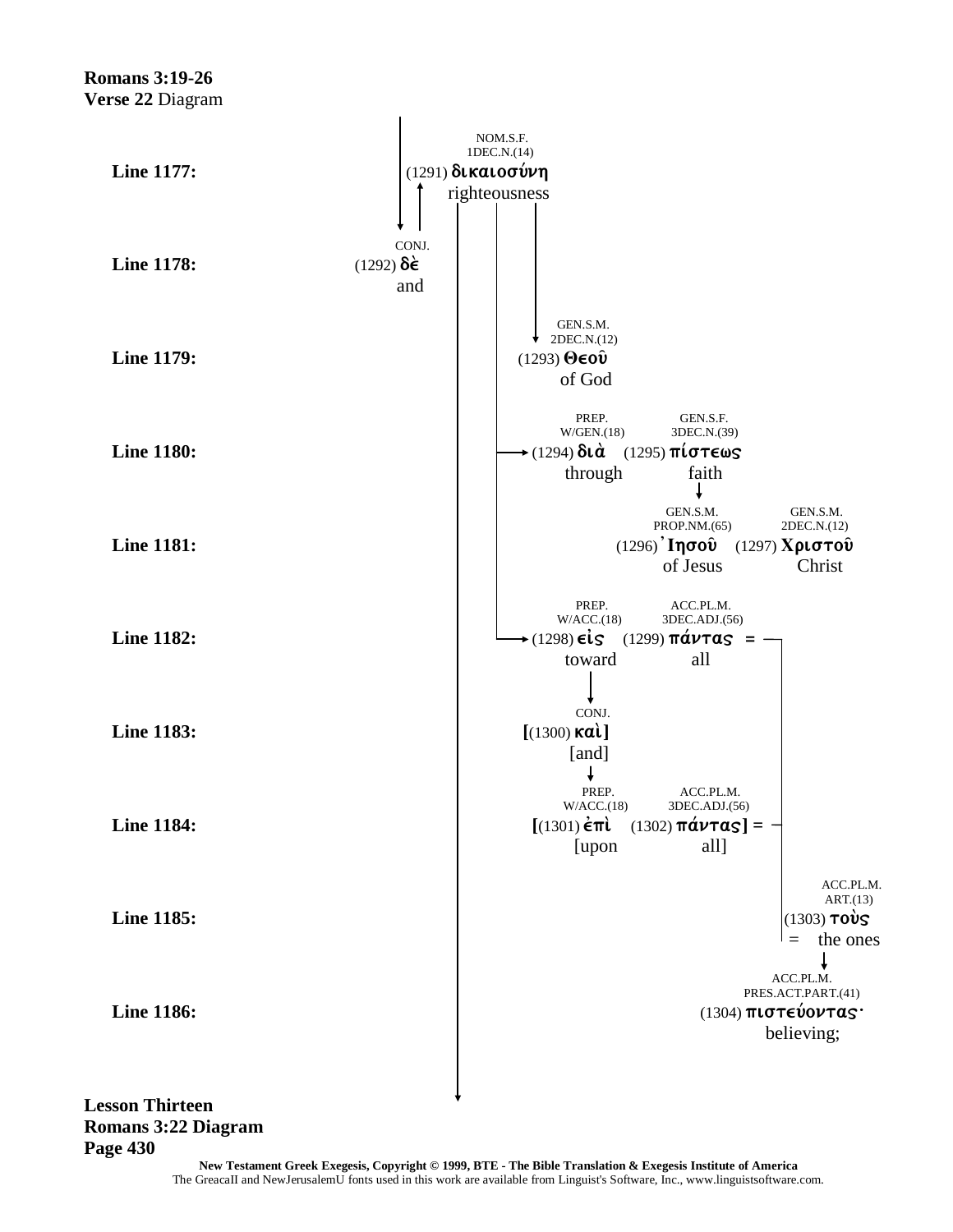**Romans 3:19-26**
**Verse 22** Diagram

**Line 1177:** NOM.S.F. 1DEC.N.(14) (1291) **δικαιοσύνη** righteousness

**Line 1178:** CONJ. (1292) **δὲ** and

**Line 1179:** GEN.S.M. 2DEC.N.(12) (1293) **Θεοῦ** of God

**Line 1180:** PREP. W/GEN.(18) (1294) **διὰ** through — GEN.S.F. 3DEC.N.(39) (1295) **πίστεως** faith

**Line 1181:** GEN.S.M. PROP.NM.(65) (1296) **Ἰησοῦ** of Jesus — GEN.S.M. 2DEC.N.(12) (1297) **Χριστοῦ** Christ

**Line 1182:** PREP. W/ACC.(18) (1298) **εἰς** toward — ACC.PL.M. 3DEC.ADJ.(56) (1299) **πάντας** all =

**Line 1183:** CONJ. **[**(1300) **καὶ]** [and]

**Line 1184:** PREP. W/ACC.(18) **[**(1301) **ἐπὶ** [upon — ACC.PL.M. 3DEC.ADJ.(56) (1302) **πάντας]** all] =

**Line 1185:** ACC.PL.M. ART.(13) (1303) **τοὺς** = the ones

**Line 1186:** ACC.PL.M. PRES.ACT.PART.(41) (1304) **πιστεύοντας·** believing;

**Lesson Thirteen**
**Romans 3:22 Diagram**
**Page 430**

**New Testament Greek Exegesis, Copyright © 1999, BTE - The Bible Translation & Exegesis Institute of America**
The GreacaII and NewJerusalemU fonts used in this work are available from Linguist's Software, Inc., www.linguistsoftware.com.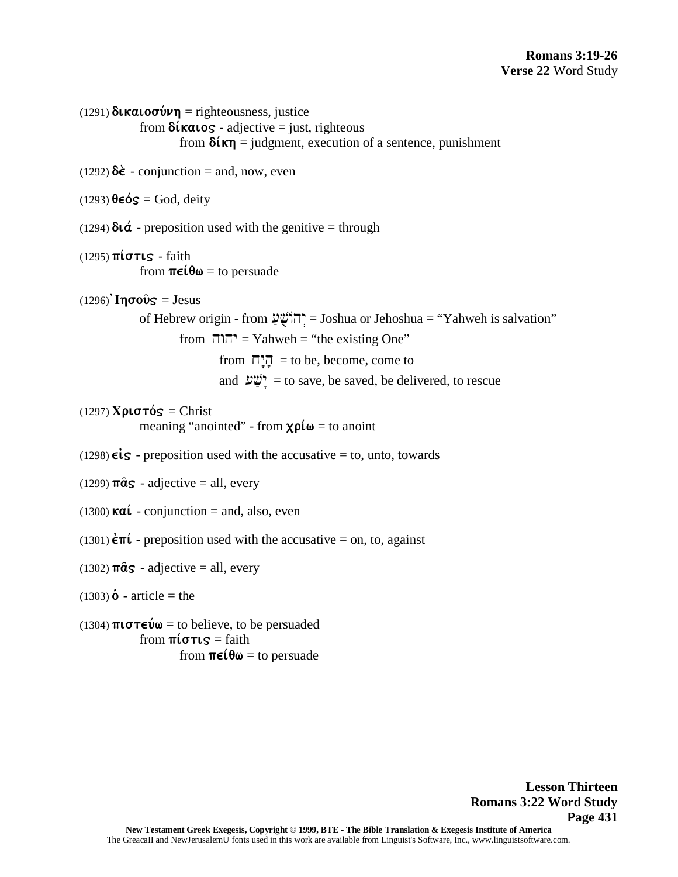(1291) **δικαιοσύνη** = righteousness, justice
from **δίκαιος** - adjective = just, righteous
from **δίκη** = judgment, execution of a sentence, punishment

(1292) **δὲ** - conjunction = and, now, even

(1293) **θεός** = God, deity

(1294) **διά** - preposition used with the genitive = through

(1295) **πίστις** - faith
from **πείθω** = to persuade

(1296) **Ἰησοῦς** = Jesus
of Hebrew origin - from יְהוֹשֻׁעַ = Joshua or Jehoshua = "Yahweh is salvation"
from יהוה = Yahweh = "the existing One"
from הָיָה = to be, become, come to
and יָשַׁע = to save, be saved, be delivered, to rescue

(1297) **Χριστός** = Christ
meaning "anointed" - from **χρίω** = to anoint

(1298) **εἰς** - preposition used with the accusative = to, unto, towards

(1299) **πᾶς** - adjective = all, every

(1300) **καί** - conjunction = and, also, even

(1301) **ἐπί** - preposition used with the accusative = on, to, against

(1302) **πᾶς** - adjective = all, every

(1303) **ὁ** - article = the

(1304) **πιστεύω** = to believe, to be persuaded
from **πίστις** = faith
from **πείθω** = to persuade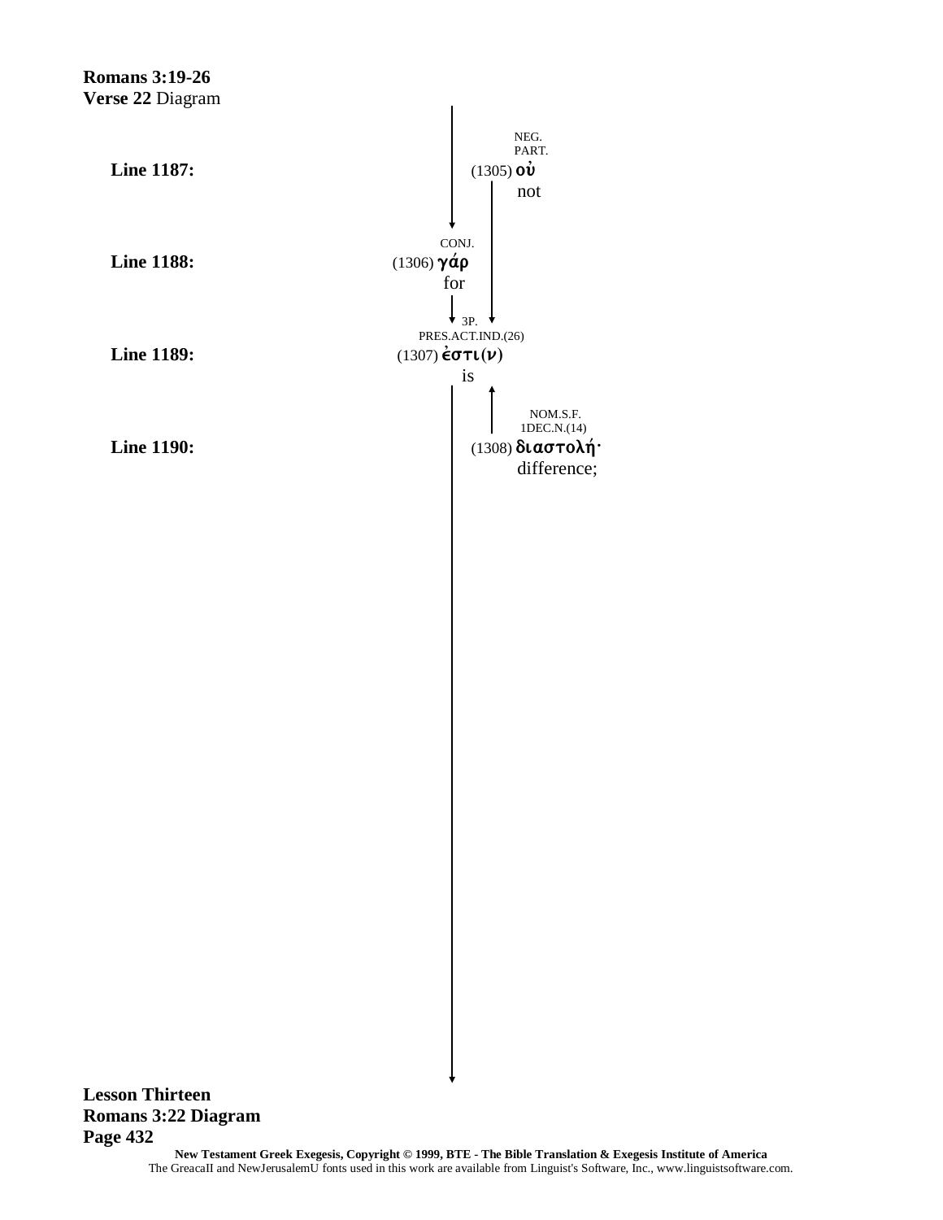**Romans 3:19-26**
**Verse 22** Diagram

**Line 1187:** NEG. PART. (1305) οὐ not

**Line 1188:** CONJ. (1306) γάρ for

**Line 1189:** 3P. PRES.ACT.IND.(26) (1307) ἐστι(ν) is

**Line 1190:** NOM.S.F. 1DEC.N.(14) (1308) διαστολή· difference;

**Lesson Thirteen**
**Romans 3:22 Diagram**
**Page 432**

**New Testament Greek Exegesis, Copyright © 1999, BTE - The Bible Translation & Exegesis Institute of America**
The GreacaII and NewJerusalemU fonts used in this work are available from Linguist's Software, Inc., www.linguistsoftware.com.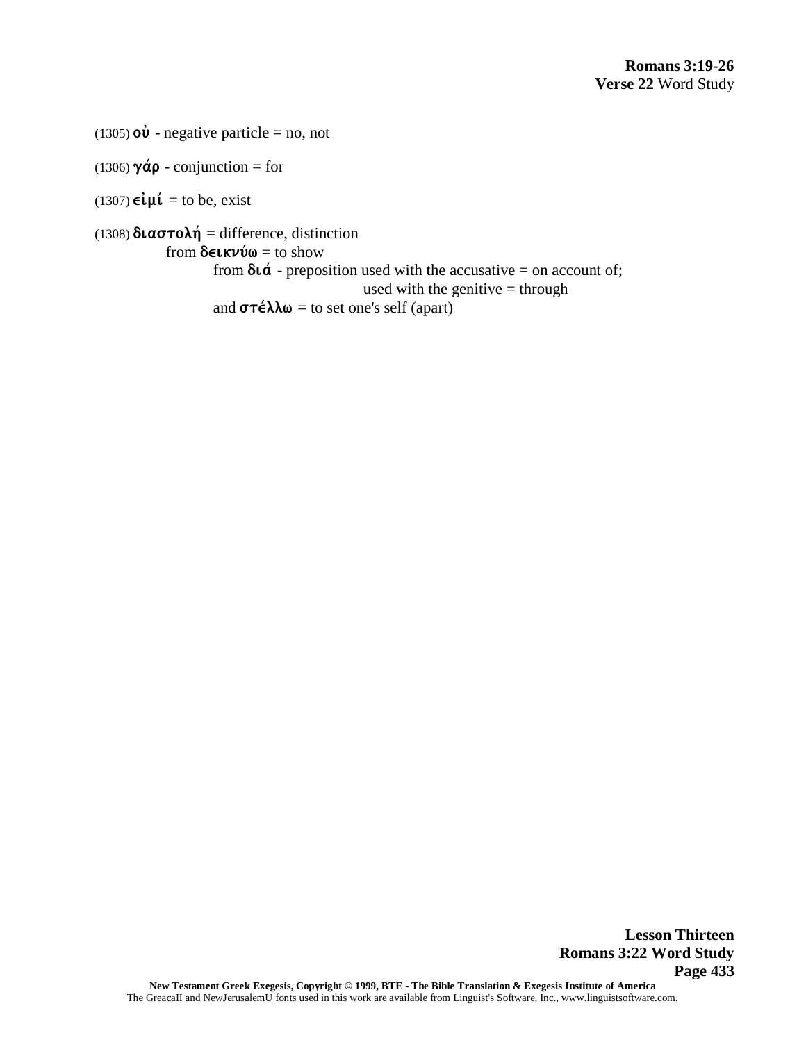(1305) **οὐ** - negative particle = no, not

(1306) **γάρ** - conjunction = for

(1307) **εἰμί** = to be, exist

(1308) **διαστολή** = difference, distinction
  from **δεικνύω** = to show
    from **διά** - preposition used with the accusative = on account of;
      used with the genitive = through
    and **στέλλω** = to set one's self (apart)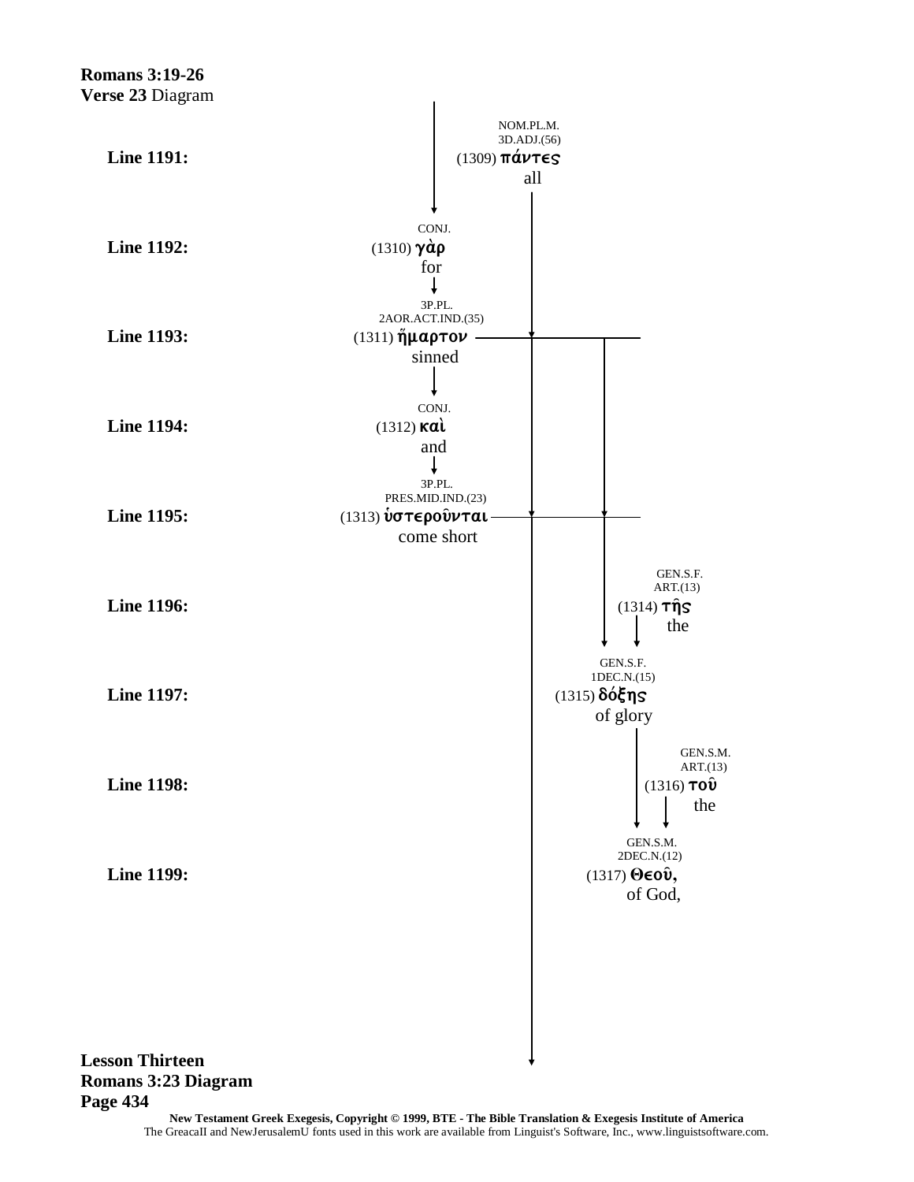**Romans 3:19-26**
**Verse 23** Diagram

**Line 1191:** NOM.PL.M. 3D.ADJ.(56) (1309) **πάντες** all

**Line 1192:** CONJ. (1310) **γὰρ** for

**Line 1193:** 3P.PL. 2AOR.ACT.IND.(35) (1311) **ἥμαρτον** sinned

**Line 1194:** CONJ. (1312) **καὶ** and

**Line 1195:** 3P.PL. PRES.MID.IND.(23) (1313) **ὑστεροῦνται** come short

**Line 1196:** GEN.S.F. ART.(13) (1314) **τῆς** the

**Line 1197:** GEN.S.F. 1DEC.N.(15) (1315) **δόξης** of glory

**Line 1198:** GEN.S.M. ART.(13) (1316) **τοῦ** the

**Line 1199:** GEN.S.M. 2DEC.N.(12) (1317) **Θεοῦ,** of God,

**Lesson Thirteen**
**Romans 3:23 Diagram**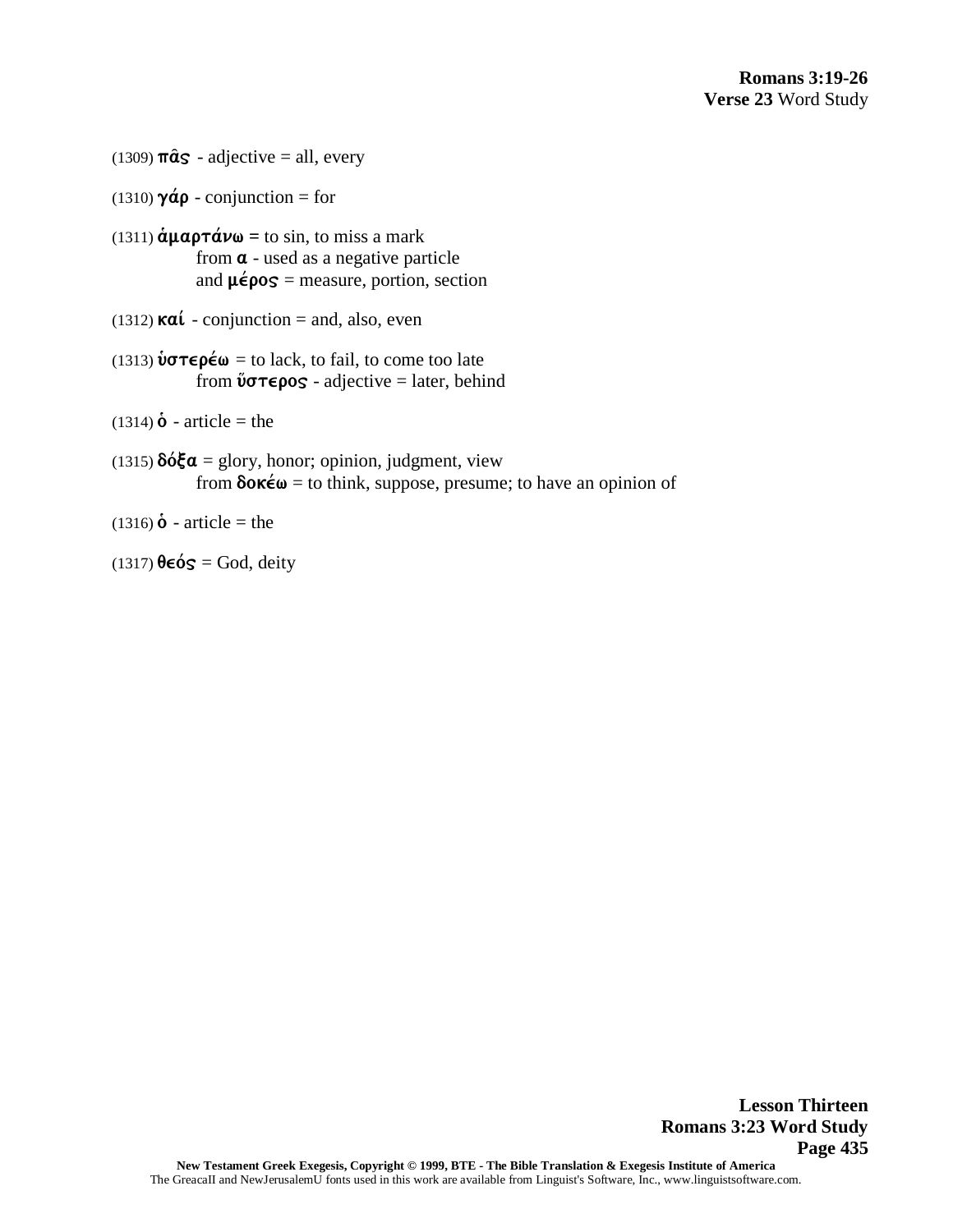**Romans 3:19-26**
**Verse 23** Word Study

(1309) **πᾶς** - adjective = all, every

(1310) **γάρ** - conjunction = for

(1311) **ἁμαρτάνω =** to sin, to miss a mark
from **α** - used as a negative particle
and **μέρος** = measure, portion, section

(1312) **καί** - conjunction = and, also, even

(1313) **ὑστερέω** = to lack, to fail, to come too late
from **ὕστερος** - adjective = later, behind

(1314) **ὁ** - article = the

(1315) **δόξα** = glory, honor; opinion, judgment, view
from **δοκέω** = to think, suppose, presume; to have an opinion of

(1316) **ὁ** - article = the

(1317) **θεός** = God, deity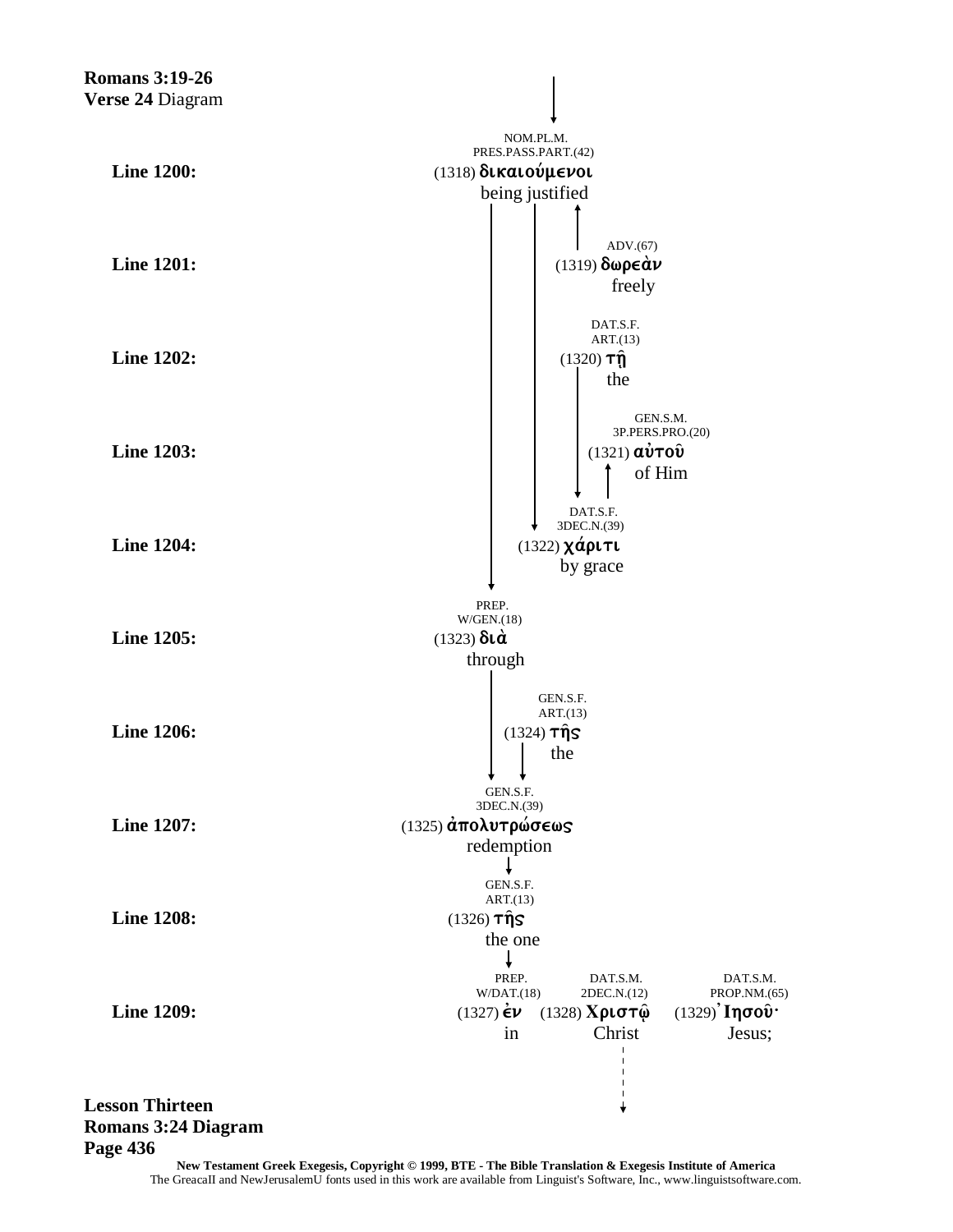**Romans 3:19-26**
**Verse 24** Diagram

**Line 1200:** NOM.PL.M. PRES.PASS.PART.(42) (1318) **δικαιούμενοι** being justified

**Line 1201:** ADV.(67) (1319) **δωρεὰν** freely

**Line 1202:** DAT.S.F. ART.(13) (1320) **τῇ** the

**Line 1203:** GEN.S.M. 3P.PERS.PRO.(20) (1321) **αὐτοῦ** of Him

**Line 1204:** DAT.S.F. 3DEC.N.(39) (1322) **χάριτι** by grace

**Line 1205:** PREP. W/GEN.(18) (1323) **διὰ** through

**Line 1206:** GEN.S.F. ART.(13) (1324) **τῆς** the

**Line 1207:** GEN.S.F. 3DEC.N.(39) (1325) **ἀπολυτρώσεως** redemption

**Line 1208:** GEN.S.F. ART.(13) (1326) **τῆς** the one

**Line 1209:** PREP. W/DAT.(18) (1327) **ἐν** in   DAT.S.M. 2DEC.N.(12) (1328) **Χριστῷ** Christ   DAT.S.M. PROP.NM.(65) (1329) **Ἰησοῦ·** Jesus;

**Lesson Thirteen**
**Romans 3:24 Diagram**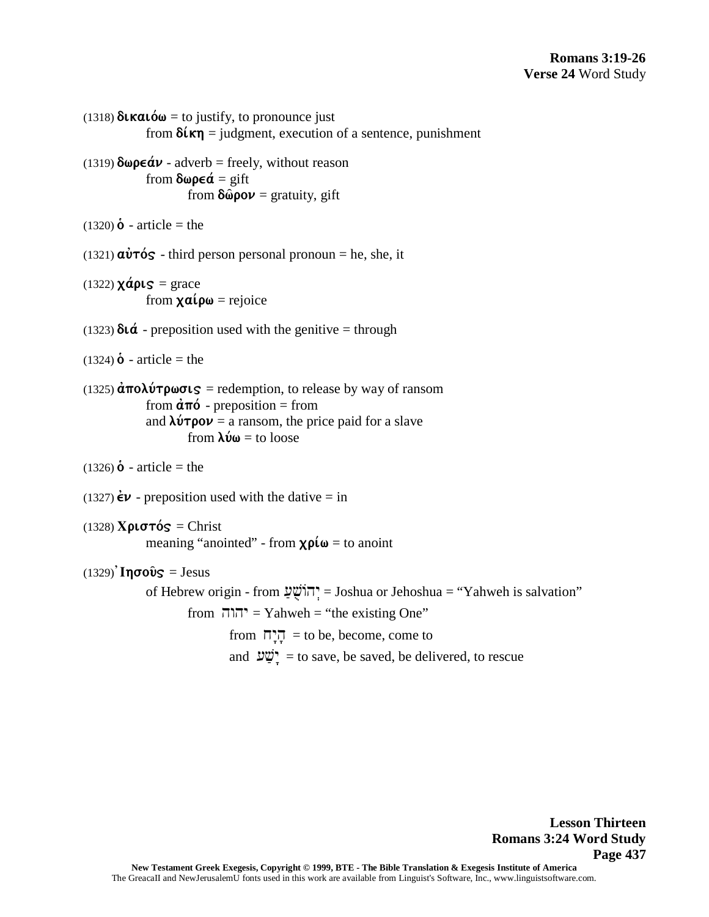(1318) **δικαιόω** = to justify, to pronounce just
    from **δίκη** = judgment, execution of a sentence, punishment

(1319) **δωρεάν** - adverb = freely, without reason
    from **δωρεά** = gift
        from **δῶρον** = gratuity, gift

(1320) **ὁ** - article = the

(1321) **αὐτός** - third person personal pronoun = he, she, it

(1322) **χάρις** = grace
    from **χαίρω** = rejoice

(1323) **διά** - preposition used with the genitive = through

(1324) **ὁ** - article = the

(1325) **ἀπολύτρωσις** = redemption, to release by way of ransom
    from **ἀπό** - preposition = from
    and **λύτρον** = a ransom, the price paid for a slave
        from **λύω** = to loose

(1326) **ὁ** - article = the

(1327) **ἐν** - preposition used with the dative = in

(1328) **Χριστός** = Christ
    meaning "anointed" - from **χρίω** = to anoint

(1329) **Ἰησοῦς** = Jesus
    of Hebrew origin - from יְהוֹשֻׁעַ = Joshua or Jehoshua = "Yahweh is salvation"
        from יהוה = Yahweh = "the existing One"
            from הָיָה = to be, become, come to
            and יָשַׁע = to save, be saved, be delivered, to rescue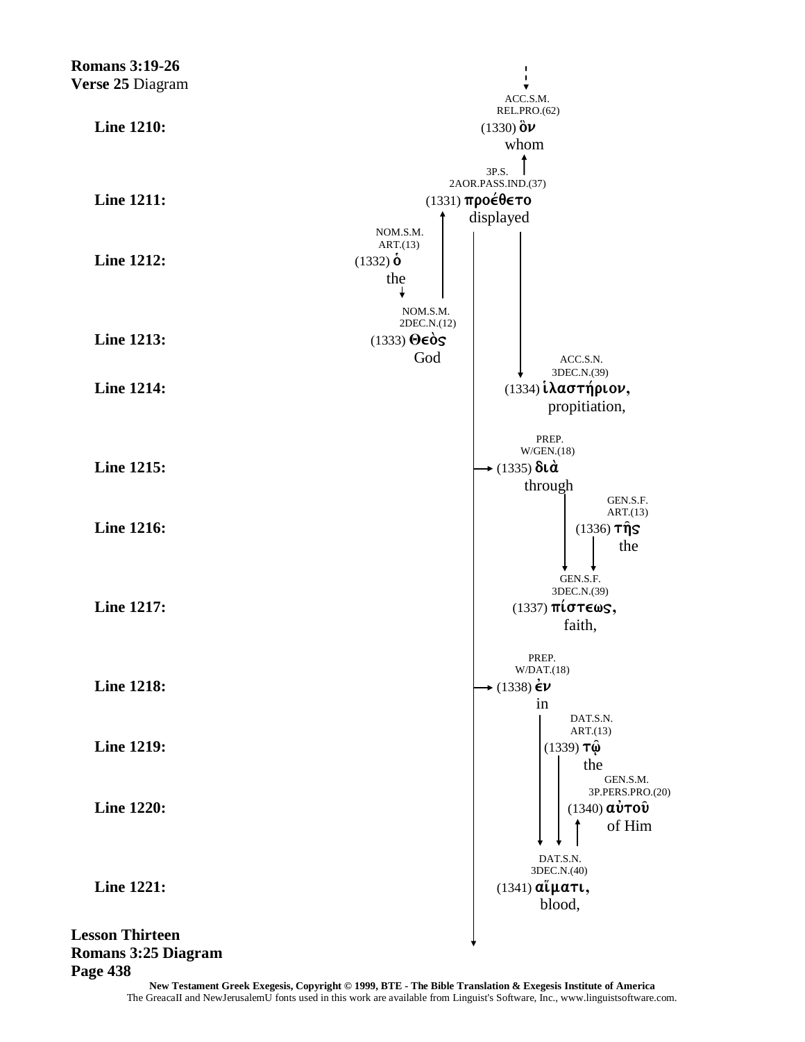**Romans 3:19-26**
**Verse 25** Diagram

**Line 1210:** ACC.S.M. REL.PRO.(62) (1330) ὃν whom

**Line 1211:** 3P.S. 2AOR.PASS.IND.(37) (1331) προέθετο displayed

**Line 1212:** NOM.S.M. ART.(13) (1332) ὁ the

**Line 1213:** NOM.S.M. 2DEC.N.(12) (1333) Θεὸς God

**Line 1214:** ACC.S.N. 3DEC.N.(39) (1334) ἱλαστήριον, propitiation,

**Line 1215:** PREP. W/GEN.(18) (1335) διὰ through

**Line 1216:** GEN.S.F. ART.(13) (1336) τῆς the

**Line 1217:** GEN.S.F. 3DEC.N.(39) (1337) πίστεως, faith,

**Line 1218:** PREP. W/DAT.(18) (1338) ἐν in

**Line 1219:** DAT.S.N. ART.(13) (1339) τῷ the

**Line 1220:** GEN.S.M. 3P.PERS.PRO.(20) (1340) αὐτοῦ of Him

**Line 1221:** DAT.S.N. 3DEC.N.(40) (1341) αἵματι, blood,

**Lesson Thirteen**
**Romans 3:25 Diagram**
**Page 438**

**New Testament Greek Exegesis, Copyright © 1999, BTE - The Bible Translation & Exegesis Institute of America**
The GreacaII and NewJerusalemU fonts used in this work are available from Linguist's Software, Inc., www.linguistsoftware.com.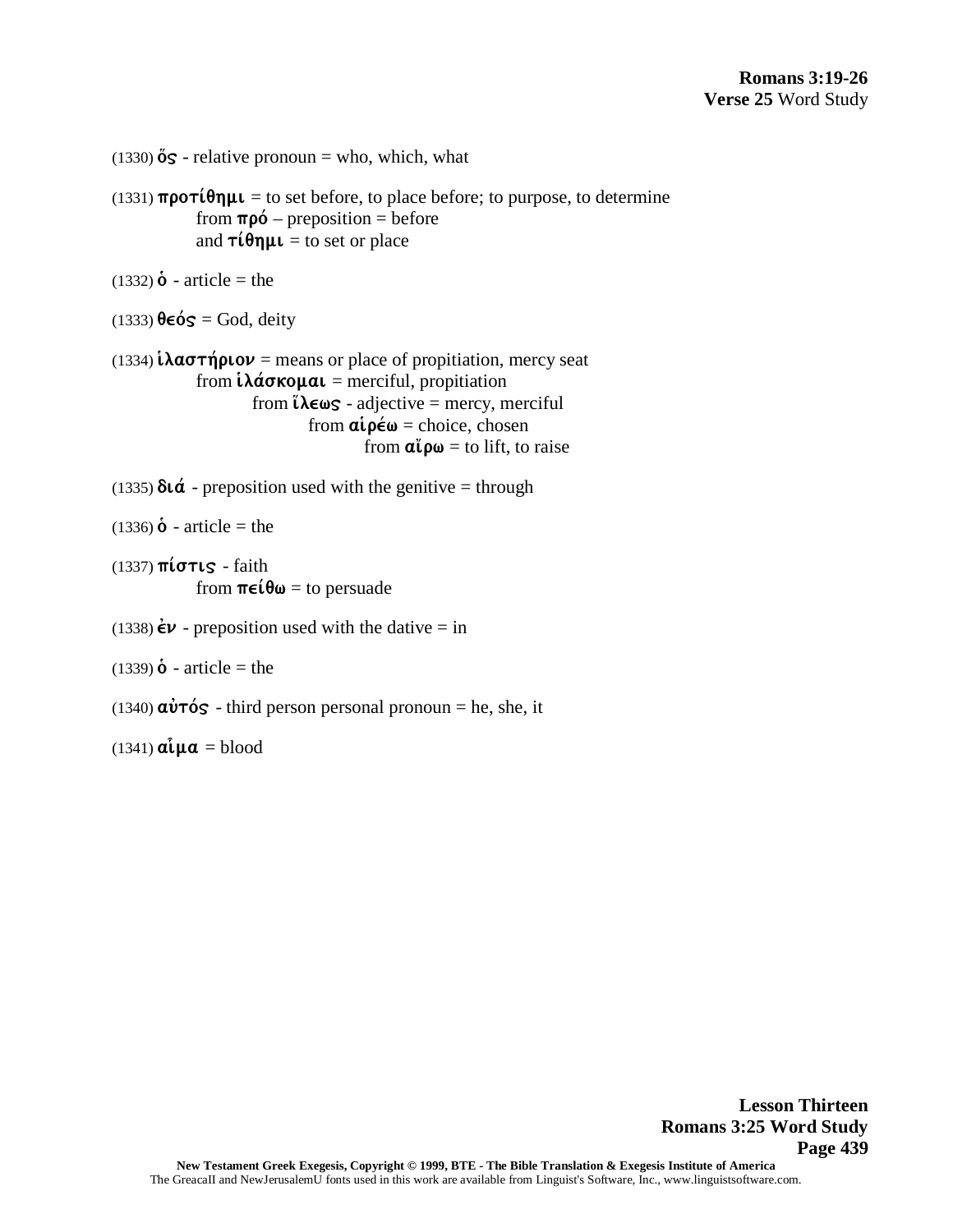(1330) **ὅς** - relative pronoun = who, which, what

(1331) **προτίθημι** = to set before, to place before; to purpose, to determine
from **πρό** – preposition = before
and **τίθημι** = to set or place

(1332) **ὁ** - article = the

(1333) **θεός** = God, deity

(1334) **ἱλαστήριον** = means or place of propitiation, mercy seat
from **ἱλάσκομαι** = merciful, propitiation
from **ἵλεως** - adjective = mercy, merciful
from **αἱρέω** = choice, chosen
from **αἴρω** = to lift, to raise

(1335) **διά** - preposition used with the genitive = through

(1336) **ὁ** - article = the

(1337) **πίστις** - faith
from **πείθω** = to persuade

(1338) **ἐν** - preposition used with the dative = in

(1339) **ὁ** - article = the

(1340) **αὐτός** - third person personal pronoun = he, she, it

(1341) **αἷμα** = blood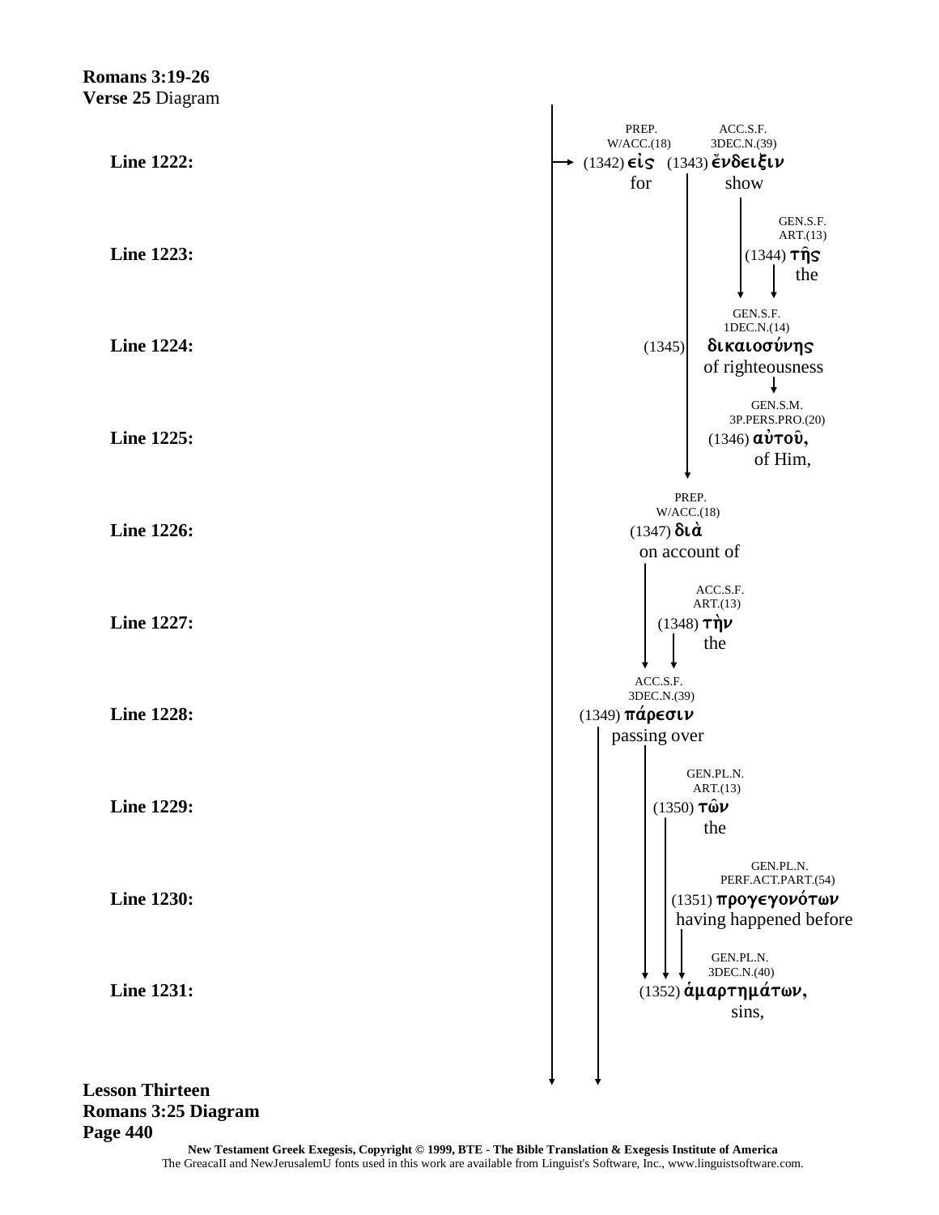**Romans 3:19-26**
**Verse 25** Diagram

**Line 1222:** (1342) εἰς — for — PREP. W/ACC.(18); (1343) ἔνδειξιν — show — ACC.S.F. 3DEC.N.(39)

**Line 1223:** (1344) τῆς — the — GEN.S.F. ART.(13)

**Line 1224:** (1345) δικαιοσύνης — of righteousness — GEN.S.F. 1DEC.N.(14)

**Line 1225:** (1346) αὐτοῦ, — of Him, — GEN.S.M. 3P.PERS.PRO.(20)

**Line 1226:** (1347) διὰ — on account of — PREP. W/ACC.(18)

**Line 1227:** (1348) τὴν — the — ACC.S.F. ART.(13)

**Line 1228:** (1349) πάρεσιν — passing over — ACC.S.F. 3DEC.N.(39)

**Line 1229:** (1350) τῶν — the — GEN.PL.N. ART.(13)

**Line 1230:** (1351) προγεγονότων — having happened before — GEN.PL.N. PERF.ACT.PART.(54)

**Line 1231:** (1352) ἁμαρτημάτων, — sins, — GEN.PL.N. 3DEC.N.(40)

**Lesson Thirteen**
**Romans 3:25 Diagram**

New Testament Greek Exegesis, Copyright © 1999, BTE - The Bible Translation & Exegesis Institute of America
The GreacaII and NewJerusalemU fonts used in this work are available from Linguist's Software, Inc., www.linguistsoftware.com.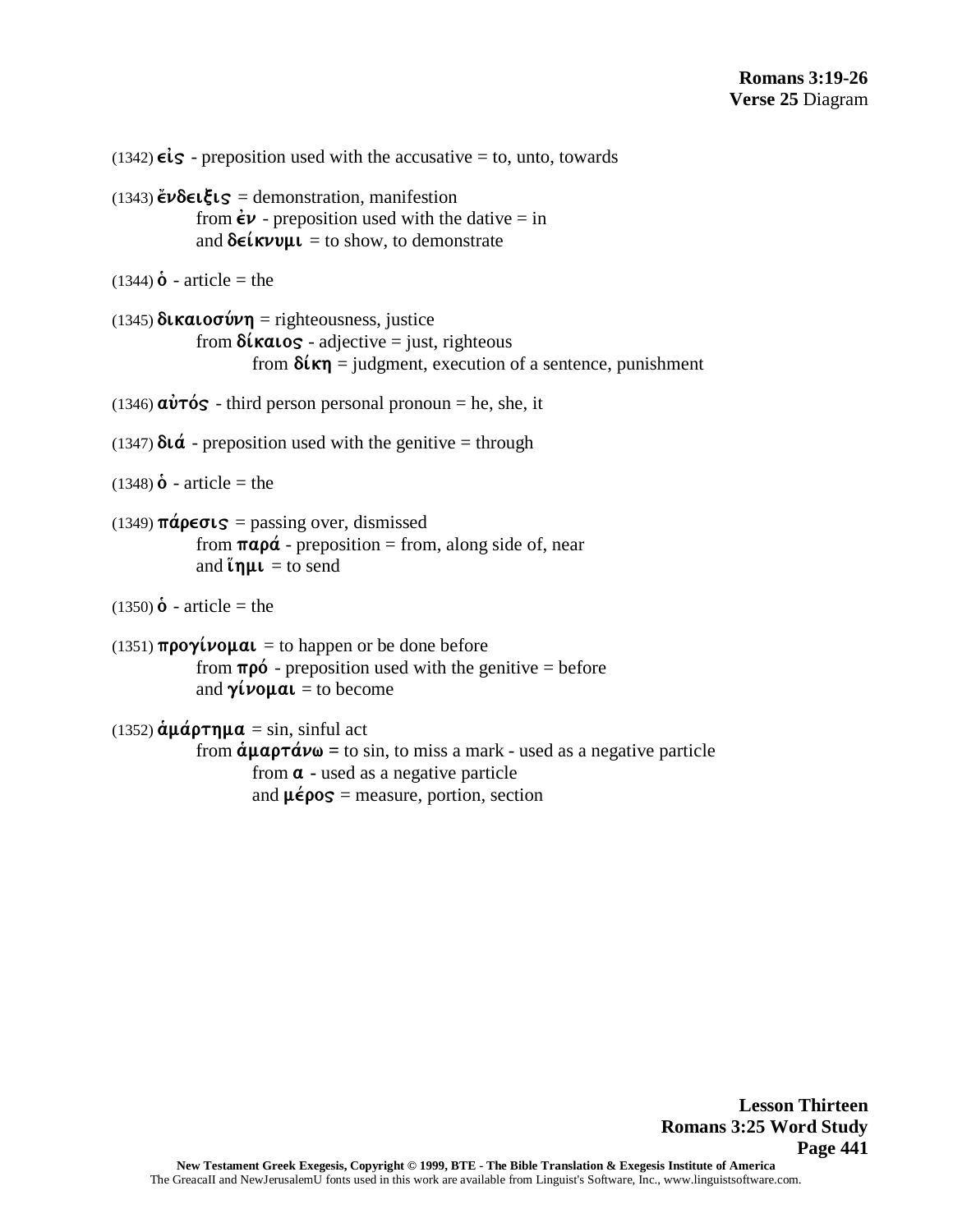(1342) **εἰς** - preposition used with the accusative = to, unto, towards

(1343) **ἔνδειξις** = demonstration, manifestion
from **ἐν** - preposition used with the dative = in
and **δείκνυμι** = to show, to demonstrate

(1344) **ὁ** - article = the

(1345) **δικαιοσύνη** = righteousness, justice
from **δίκαιος** - adjective = just, righteous
from **δίκη** = judgment, execution of a sentence, punishment

(1346) **αὐτός** - third person personal pronoun = he, she, it

(1347) **διά** - preposition used with the genitive = through

(1348) **ὁ** - article = the

(1349) **πάρεσις** = passing over, dismissed
from **παρά** - preposition = from, along side of, near
and **ἵημι** = to send

(1350) **ὁ** - article = the

(1351) **προγίνομαι** = to happen or be done before
from **πρό** - preposition used with the genitive = before
and **γίνομαι** = to become

(1352) **ἁμάρτημα** = sin, sinful act
from **ἁμαρτάνω** = to sin, to miss a mark - used as a negative particle
from **α** - used as a negative particle
and **μέρος** = measure, portion, section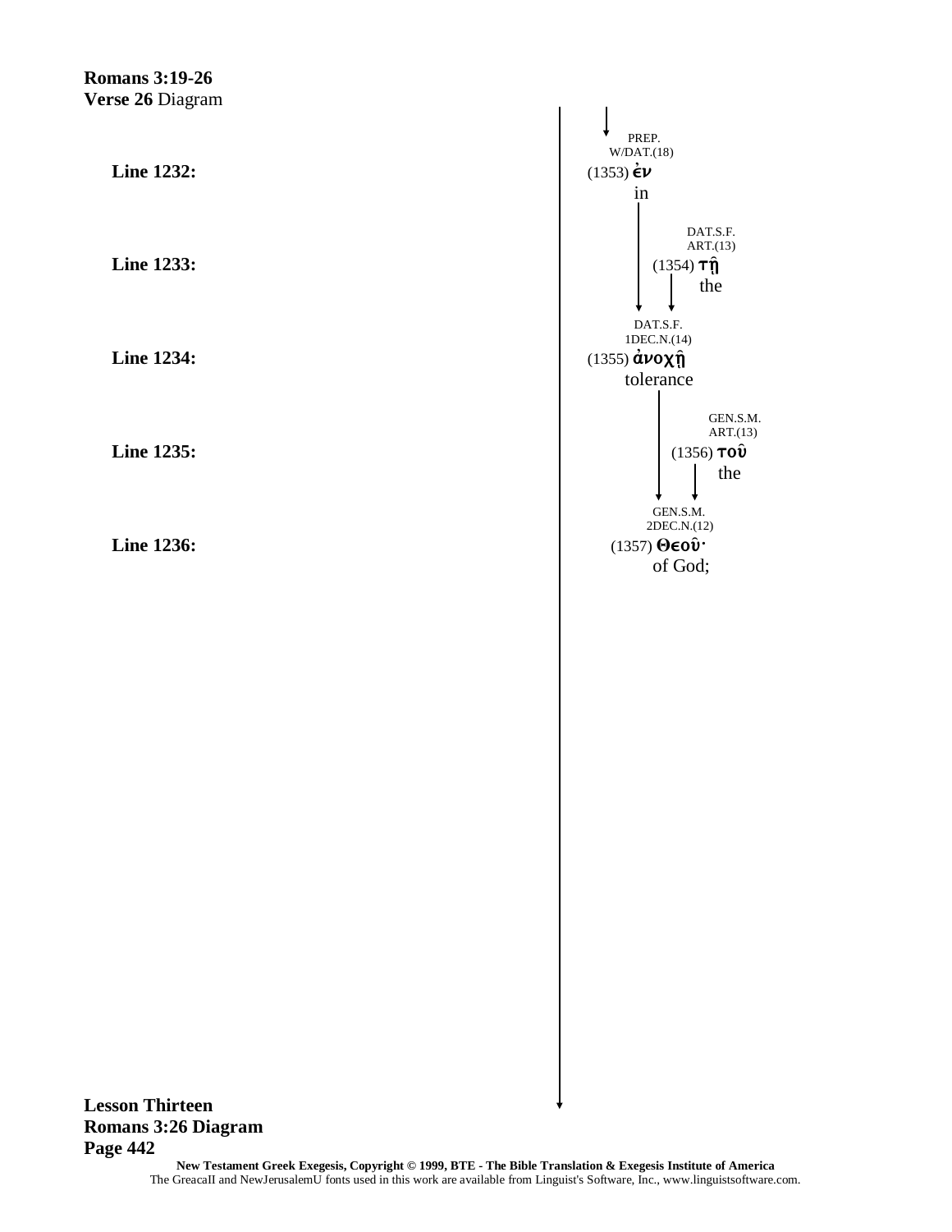**Romans 3:19-26**
**Verse 26** Diagram

**Line 1232:** PREP. W/DAT.(18) (1353) ἐν — in

**Line 1233:** DAT.S.F. ART.(13) (1354) τῇ — the

**Line 1234:** DAT.S.F. 1DEC.N.(14) (1355) ἀνοχῇ — tolerance

**Line 1235:** GEN.S.M. ART.(13) (1356) τοῦ — the

**Line 1236:** GEN.S.M. 2DEC.N.(12) (1357) Θεοῦ· — of God;

**Lesson Thirteen**
**Romans 3:26 Diagram**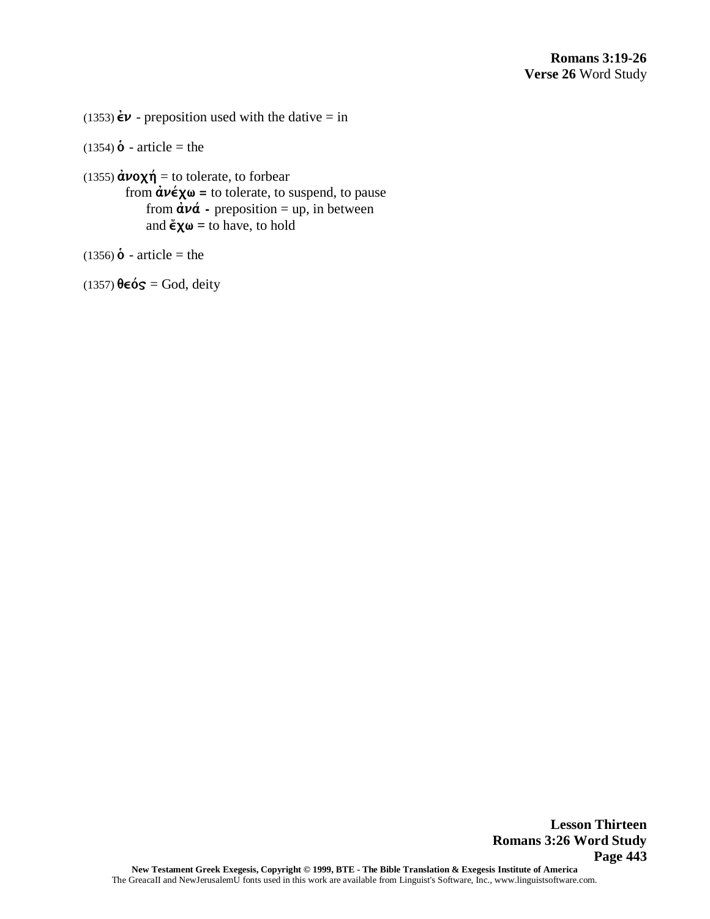(1353) **ἐν** - preposition used with the dative = in

(1354) **ὁ** - article = the

(1355) **ἀνοχή** = to tolerate, to forbear
  from **ἀνέχω =** to tolerate, to suspend, to pause
    from **ἀνά -** preposition = up, in between
    and **ἔχω =** to have, to hold

(1356) **ὁ** - article = the

(1357) **θεός** = God, deity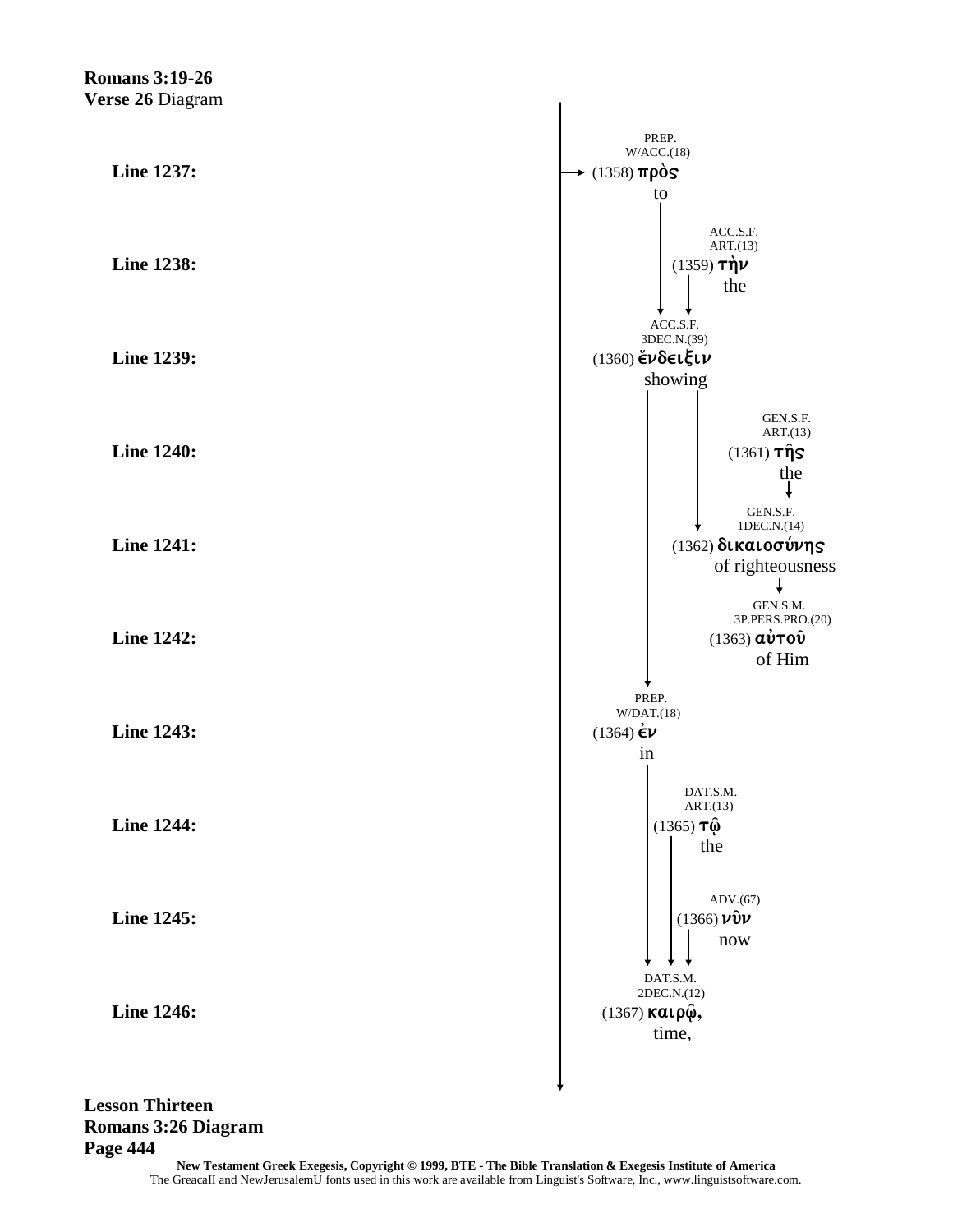**Romans 3:19-26**
**Verse 26** Diagram

**Line 1237:** PREP. W/ACC.(18) (1358) πρὸς — to

**Line 1238:** ACC.S.F. ART.(13) (1359) τὴν — the

**Line 1239:** ACC.S.F. 3DEC.N.(39) (1360) ἔνδειξιν — showing

**Line 1240:** GEN.S.F. ART.(13) (1361) τῆς — the

**Line 1241:** GEN.S.F. 1DEC.N.(14) (1362) δικαιοσύνης — of righteousness

**Line 1242:** GEN.S.M. 3P.PERS.PRO.(20) (1363) αὐτοῦ — of Him

**Line 1243:** PREP. W/DAT.(18) (1364) ἐν — in

**Line 1244:** DAT.S.M. ART.(13) (1365) τῷ — the

**Line 1245:** ADV.(67) (1366) νῦν — now

**Line 1246:** DAT.S.M. 2DEC.N.(12) (1367) καιρῷ, — time,

**Lesson Thirteen**
**Romans 3:26 Diagram**
**Page 444**

New Testament Greek Exegesis, Copyright © 1999, BTE - The Bible Translation & Exegesis Institute of America
The GreacaII and NewJerusalemU fonts used in this work are available from Linguist's Software, Inc., www.linguistsoftware.com.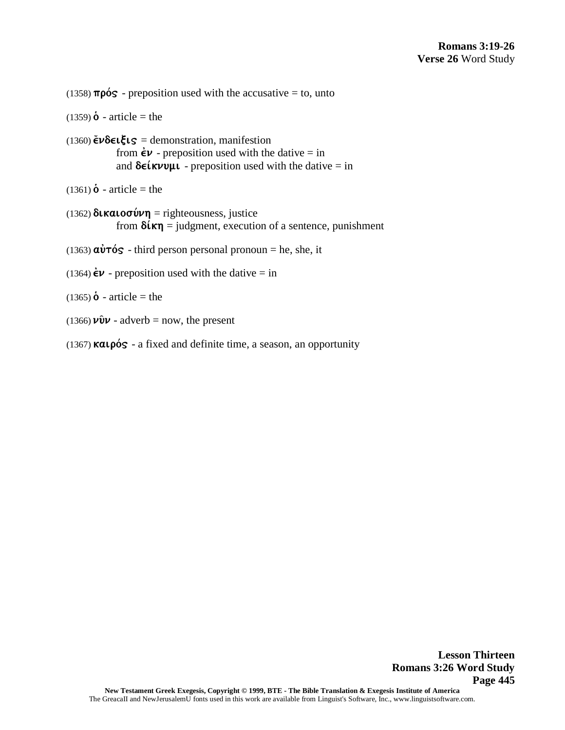**Romans 3:19-26**
**Verse 26** Word Study

(1358) **πρός** - preposition used with the accusative = to, unto

(1359) **ὁ** - article = the

(1360) **ἔνδειξις** = demonstration, manifestion
from **ἐν** - preposition used with the dative = in
and **δείκνυμι** - preposition used with the dative = in

(1361) **ὁ** - article = the

(1362) **δικαιοσύνη** = righteousness, justice
from **δίκη** = judgment, execution of a sentence, punishment

(1363) **αὐτός** - third person personal pronoun = he, she, it

(1364) **ἐν** - preposition used with the dative = in

(1365) **ὁ** - article = the

(1366) **νῦν** - adverb = now, the present

(1367) **καιρός** - a fixed and definite time, a season, an opportunity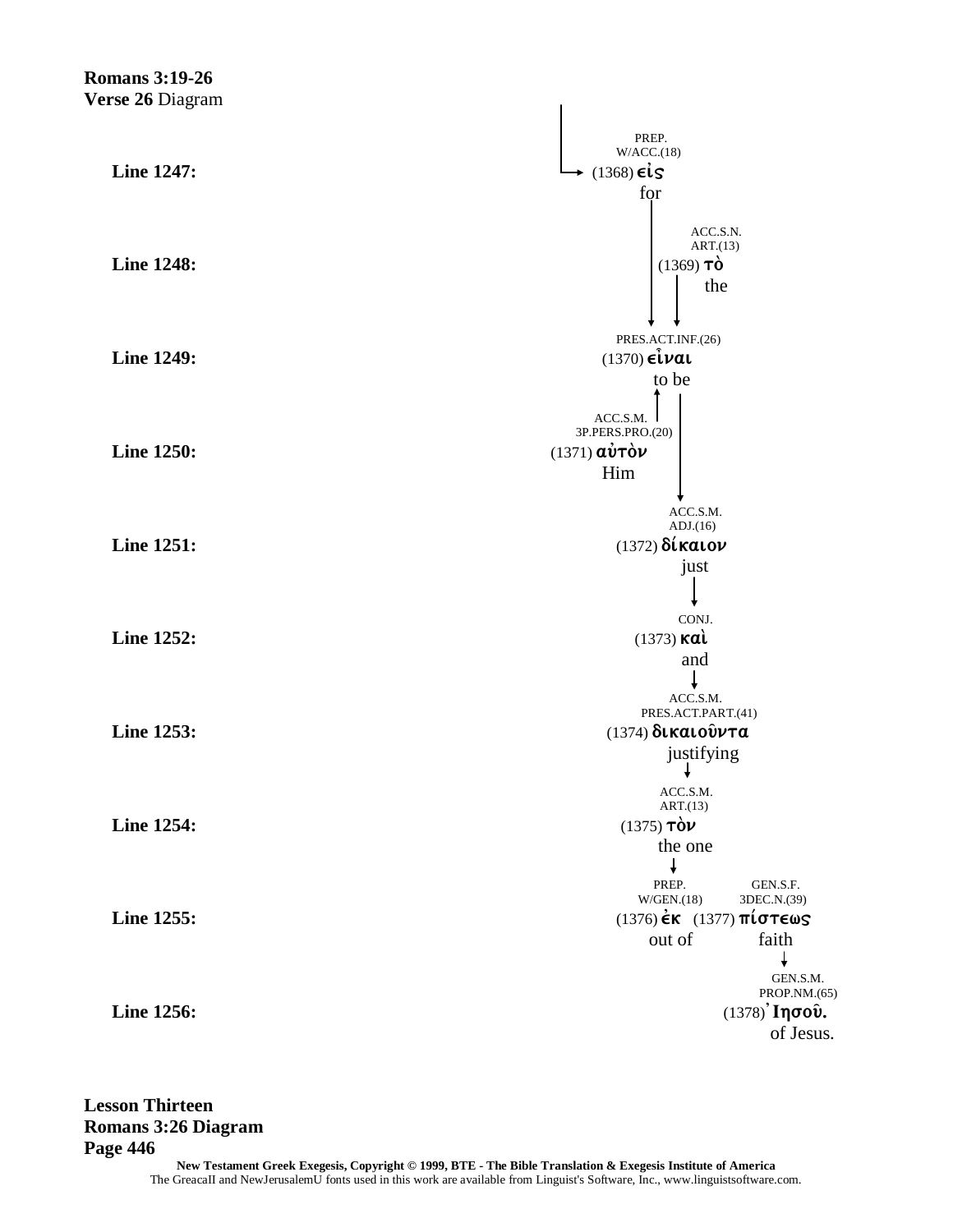**Romans 3:19-26**
**Verse 26** Diagram

**Line 1247:** PREP. W/ACC.(18) (1368) εἰς — for

**Line 1248:** ACC.S.N. ART.(13) (1369) τὸ — the

**Line 1249:** PRES.ACT.INF.(26) (1370) εἶναι — to be

**Line 1250:** ACC.S.M. 3P.PERS.PRO.(20) (1371) αὐτὸν — Him

**Line 1251:** ACC.S.M. ADJ.(16) (1372) δίκαιον — just

**Line 1252:** CONJ. (1373) καὶ — and

**Line 1253:** ACC.S.M. PRES.ACT.PART.(41) (1374) δικαιοῦντα — justifying

**Line 1254:** ACC.S.M. ART.(13) (1375) τὸν — the one

**Line 1255:** PREP. W/GEN.(18) (1376) ἐκ — out of; GEN.S.F. 3DEC.N.(39) (1377) πίστεως — faith

**Line 1256:** GEN.S.M. PROP.NM.(65) (1378) Ἰησοῦ. — of Jesus.

**Lesson Thirteen**
**Romans 3:26 Diagram**
**Page 446**

**New Testament Greek Exegesis, Copyright © 1999, BTE - The Bible Translation & Exegesis Institute of America**
The GreacaII and NewJerusalemU fonts used in this work are available from Linguist's Software, Inc., www.linguistsoftware.com.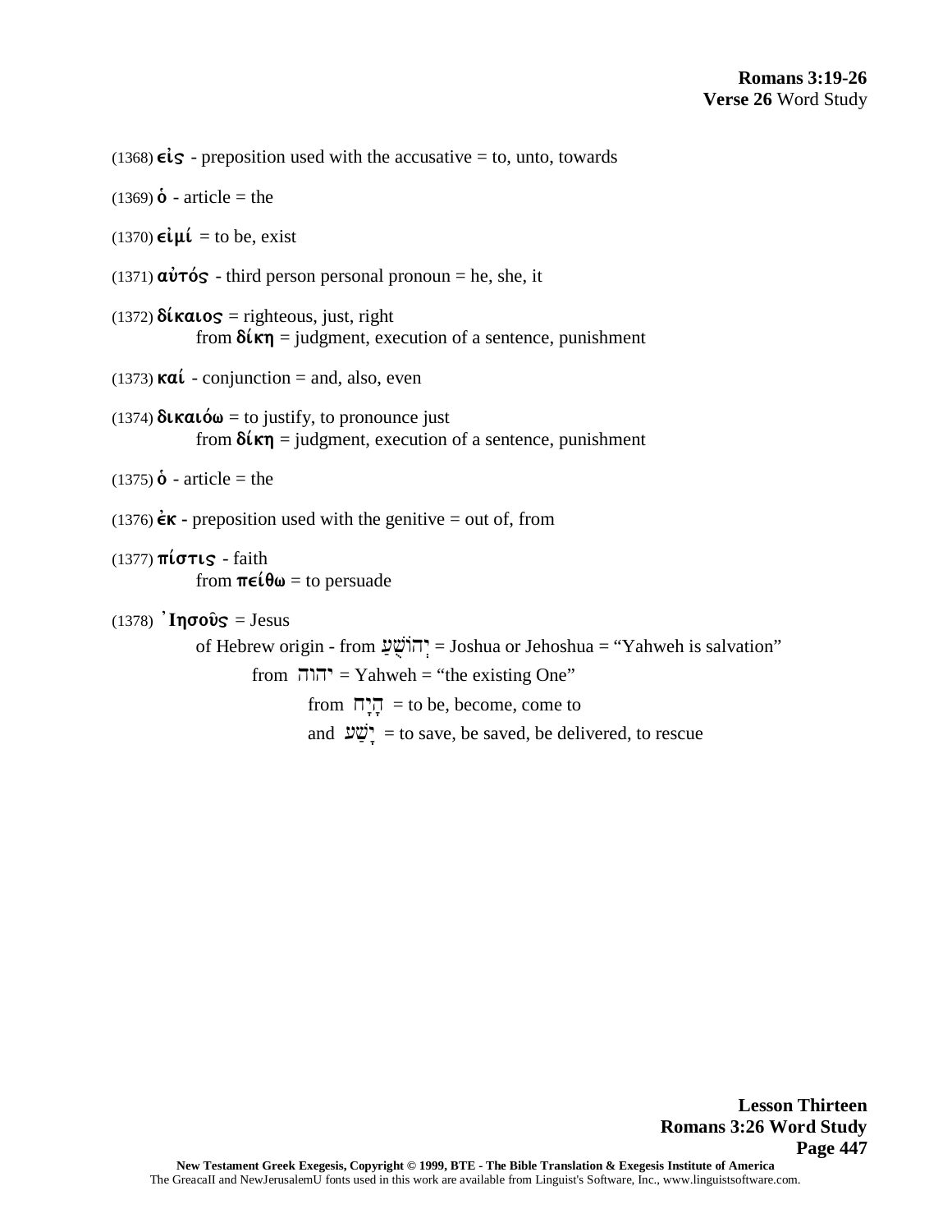**Romans 3:19-26**
**Verse 26** Word Study

(1368) **εἰς** - preposition used with the accusative = to, unto, towards

(1369) **ὁ** - article = the

(1370) **εἰμί** = to be, exist

(1371) **αὐτός** - third person personal pronoun = he, she, it

(1372) **δίκαιος** = righteous, just, right
from **δίκη** = judgment, execution of a sentence, punishment

(1373) **καί** - conjunction = and, also, even

(1374) **δικαιόω** = to justify, to pronounce just
from **δίκη** = judgment, execution of a sentence, punishment

(1375) **ὁ** - article = the

(1376) **ἐκ** - preposition used with the genitive = out of, from

(1377) **πίστις** - faith
from **πείθω** = to persuade

(1378) **Ἰησοῦς** = Jesus
of Hebrew origin - from יְהוֹשֻׁעַ = Joshua or Jehoshua = "Yahweh is salvation"
from יהוה = Yahweh = "the existing One"
from הָיָה = to be, become, come to
and יָשַׁע = to save, be saved, be delivered, to rescue

**Lesson Thirteen**
**Romans 3:26 Word Study**